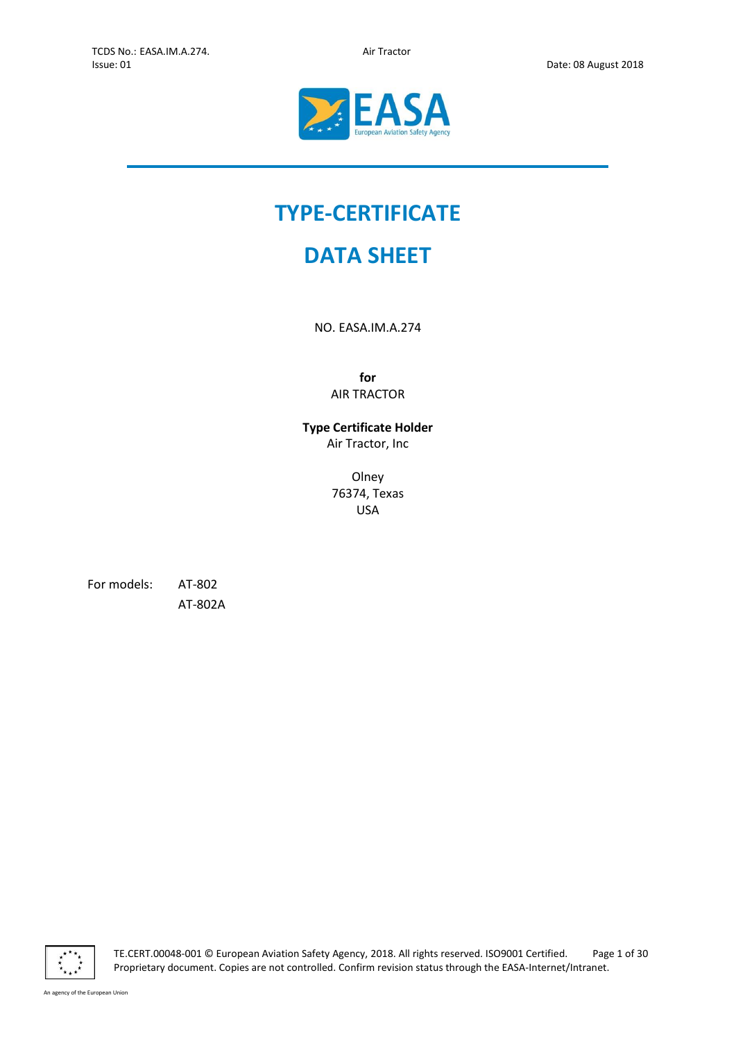# TYPE-CERTIFICATE

# DATA SHEET

NO. EASA.IM.A.274

**for**
AIR TRACTOR

**Type Certificate Holder**
Air Tractor, Inc

Olney
76374, Texas
USA

For models: AT-802
AT-802A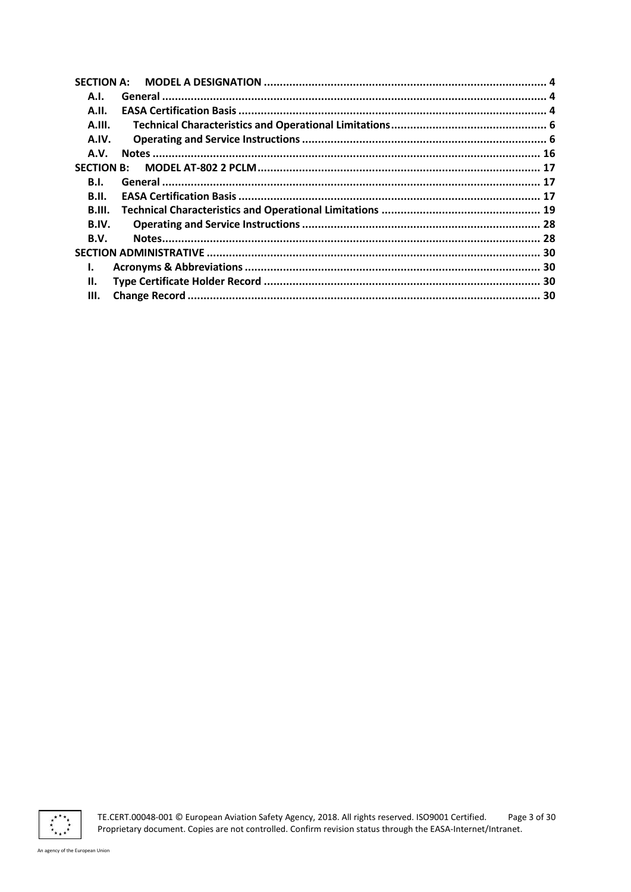**SECTION A: MODEL A DESIGNATION** .......... 4

- **A.I. General** .......... 4
- **A.II. EASA Certification Basis** .......... 4
- **A.III. Technical Characteristics and Operational Limitations** .......... 6
- **A.IV. Operating and Service Instructions** .......... 6
- **A.V. Notes** .......... 16

**SECTION B: MODEL AT-802 2 PCLM** .......... 17

- **B.I. General** .......... 17
- **B.II. EASA Certification Basis** .......... 17
- **B.III. Technical Characteristics and Operational Limitations** .......... 19
- **B.IV. Operating and Service Instructions** .......... 28
- **B.V. Notes** .......... 28

**SECTION ADMINISTRATIVE** .......... 30

- **I. Acronyms & Abbreviations** .......... 30
- **II. Type Certificate Holder Record** .......... 30
- **III. Change Record** .......... 30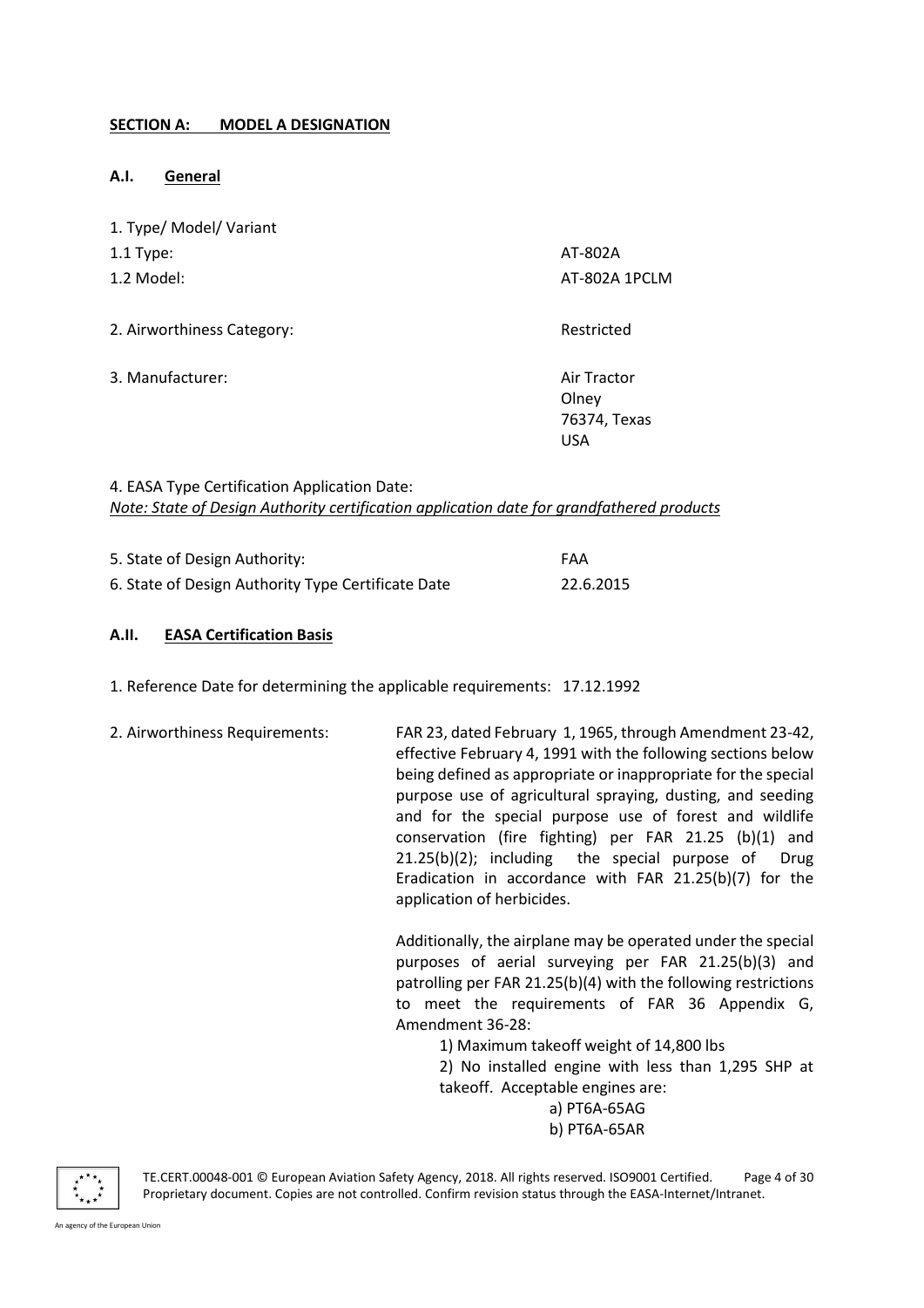## SECTION A: MODEL A DESIGNATION

### A.I. General

1. Type/ Model/ Variant

| | |
|---|---|
| 1.1 Type: | AT-802A |
| 1.2 Model: | AT-802A 1PCLM |
| 2. Airworthiness Category: | Restricted |
| 3. Manufacturer: | Air Tractor<br>Olney<br>76374, Texas<br>USA |

4. EASA Type Certification Application Date:
*Note: State of Design Authority certification application date for grandfathered products*

| | |
|---|---|
| 5. State of Design Authority: | FAA |
| 6. State of Design Authority Type Certificate Date | 22.6.2015 |

### A.II. EASA Certification Basis

1. Reference Date for determining the applicable requirements: 17.12.1992

2. Airworthiness Requirements:

FAR 23, dated February 1, 1965, through Amendment 23-42, effective February 4, 1991 with the following sections below being defined as appropriate or inappropriate for the special purpose use of agricultural spraying, dusting, and seeding and for the special purpose use of forest and wildlife conservation (fire fighting) per FAR 21.25 (b)(1) and 21.25(b)(2); including the special purpose of Drug Eradication in accordance with FAR 21.25(b)(7) for the application of herbicides.

Additionally, the airplane may be operated under the special purposes of aerial surveying per FAR 21.25(b)(3) and patrolling per FAR 21.25(b)(4) with the following restrictions to meet the requirements of FAR 36 Appendix G, Amendment 36-28:

1) Maximum takeoff weight of 14,800 lbs
2) No installed engine with less than 1,295 SHP at takeoff. Acceptable engines are:
   a) PT6A-65AG
   b) PT6A-65AR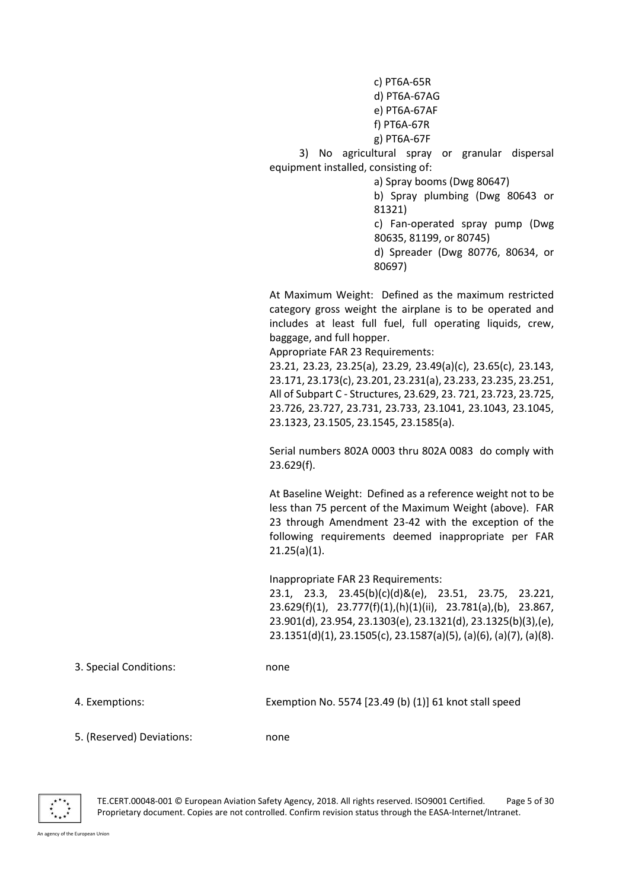c) PT6A-65R
d) PT6A-67AG
e) PT6A-67AF
f) PT6A-67R
g) PT6A-67F

3) No agricultural spray or granular dispersal equipment installed, consisting of:

a) Spray booms (Dwg 80647)
b) Spray plumbing (Dwg 80643 or 81321)
c) Fan-operated spray pump (Dwg 80635, 81199, or 80745)
d) Spreader (Dwg 80776, 80634, or 80697)

At Maximum Weight: Defined as the maximum restricted category gross weight the airplane is to be operated and includes at least full fuel, full operating liquids, crew, baggage, and full hopper.
Appropriate FAR 23 Requirements:
23.21, 23.23, 23.25(a), 23.29, 23.49(a)(c), 23.65(c), 23.143, 23.171, 23.173(c), 23.201, 23.231(a), 23.233, 23.235, 23.251, All of Subpart C - Structures, 23.629, 23. 721, 23.723, 23.725, 23.726, 23.727, 23.731, 23.733, 23.1041, 23.1043, 23.1045, 23.1323, 23.1505, 23.1545, 23.1585(a).

Serial numbers 802A 0003 thru 802A 0083 do comply with 23.629(f).

At Baseline Weight: Defined as a reference weight not to be less than 75 percent of the Maximum Weight (above). FAR 23 through Amendment 23-42 with the exception of the following requirements deemed inappropriate per FAR 21.25(a)(1).

Inappropriate FAR 23 Requirements:
23.1, 23.3, 23.45(b)(c)(d)&(e), 23.51, 23.75, 23.221, 23.629(f)(1), 23.777(f)(1),(h)(1)(ii), 23.781(a),(b), 23.867, 23.901(d), 23.954, 23.1303(e), 23.1321(d), 23.1325(b)(3),(e), 23.1351(d)(1), 23.1505(c), 23.1587(a)(5), (a)(6), (a)(7), (a)(8).

3. Special Conditions: none

4. Exemptions: Exemption No. 5574 [23.49 (b) (1)] 61 knot stall speed

5. (Reserved) Deviations: none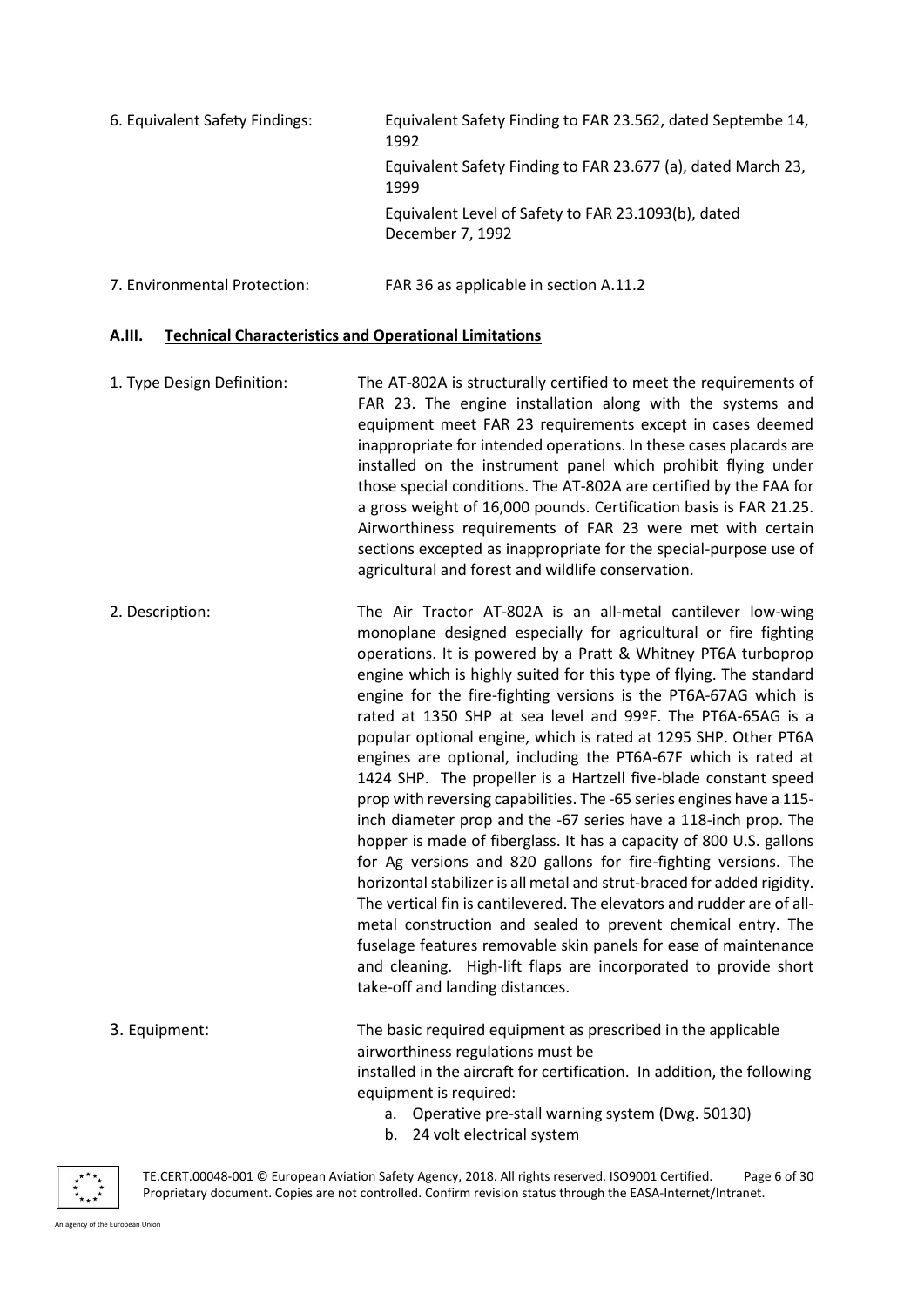6. Equivalent Safety Findings: Equivalent Safety Finding to FAR 23.562, dated Septembe 14, 1992

Equivalent Safety Finding to FAR 23.677 (a), dated March 23, 1999

Equivalent Level of Safety to FAR 23.1093(b), dated December 7, 1992

7. Environmental Protection: FAR 36 as applicable in section A.11.2

## A.III. Technical Characteristics and Operational Limitations

1. Type Design Definition: The AT-802A is structurally certified to meet the requirements of FAR 23. The engine installation along with the systems and equipment meet FAR 23 requirements except in cases deemed inappropriate for intended operations. In these cases placards are installed on the instrument panel which prohibit flying under those special conditions. The AT-802A are certified by the FAA for a gross weight of 16,000 pounds. Certification basis is FAR 21.25. Airworthiness requirements of FAR 23 were met with certain sections excepted as inappropriate for the special-purpose use of agricultural and forest and wildlife conservation.

2. Description: The Air Tractor AT-802A is an all-metal cantilever low-wing monoplane designed especially for agricultural or fire fighting operations. It is powered by a Pratt & Whitney PT6A turboprop engine which is highly suited for this type of flying. The standard engine for the fire-fighting versions is the PT6A-67AG which is rated at 1350 SHP at sea level and 99ºF. The PT6A-65AG is a popular optional engine, which is rated at 1295 SHP. Other PT6A engines are optional, including the PT6A-67F which is rated at 1424 SHP. The propeller is a Hartzell five-blade constant speed prop with reversing capabilities. The -65 series engines have a 115-inch diameter prop and the -67 series have a 118-inch prop. The hopper is made of fiberglass. It has a capacity of 800 U.S. gallons for Ag versions and 820 gallons for fire-fighting versions. The horizontal stabilizer is all metal and strut-braced for added rigidity. The vertical fin is cantilevered. The elevators and rudder are of all-metal construction and sealed to prevent chemical entry. The fuselage features removable skin panels for ease of maintenance and cleaning. High-lift flaps are incorporated to provide short take-off and landing distances.

3. Equipment: The basic required equipment as prescribed in the applicable airworthiness regulations must be installed in the aircraft for certification. In addition, the following equipment is required:

a. Operative pre-stall warning system (Dwg. 50130)
b. 24 volt electrical system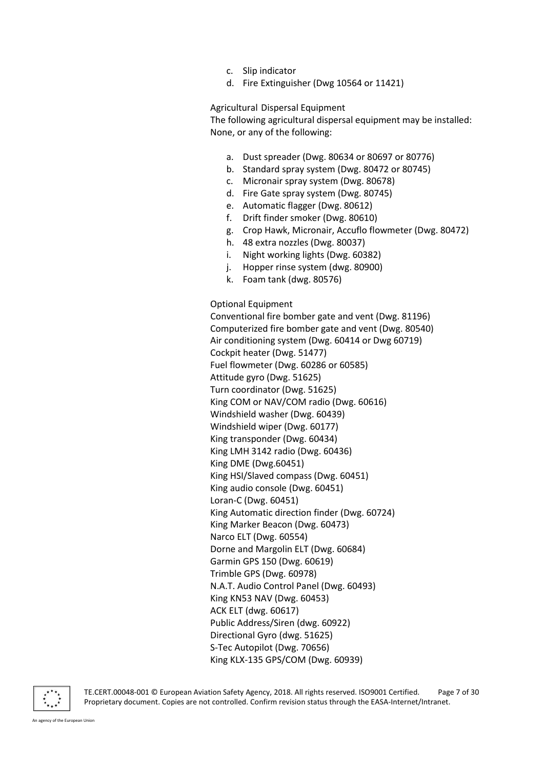c. Slip indicator
d. Fire Extinguisher (Dwg 10564 or 11421)

Agricultural Dispersal Equipment

The following agricultural dispersal equipment may be installed: None, or any of the following:

a. Dust spreader (Dwg. 80634 or 80697 or 80776)
b. Standard spray system (Dwg. 80472 or 80745)
c. Micronair spray system (Dwg. 80678)
d. Fire Gate spray system (Dwg. 80745)
e. Automatic flagger (Dwg. 80612)
f. Drift finder smoker (Dwg. 80610)
g. Crop Hawk, Micronair, Accuflo flowmeter (Dwg. 80472)
h. 48 extra nozzles (Dwg. 80037)
i. Night working lights (Dwg. 60382)
j. Hopper rinse system (dwg. 80900)
k. Foam tank (dwg. 80576)

Optional Equipment

Conventional fire bomber gate and vent (Dwg. 81196)
Computerized fire bomber gate and vent (Dwg. 80540)
Air conditioning system (Dwg. 60414 or Dwg 60719)
Cockpit heater (Dwg. 51477)
Fuel flowmeter (Dwg. 60286 or 60585)
Attitude gyro (Dwg. 51625)
Turn coordinator (Dwg. 51625)
King COM or NAV/COM radio (Dwg. 60616)
Windshield washer (Dwg. 60439)
Windshield wiper (Dwg. 60177)
King transponder (Dwg. 60434)
King LMH 3142 radio (Dwg. 60436)
King DME (Dwg.60451)
King HSI/Slaved compass (Dwg. 60451)
King audio console (Dwg. 60451)
Loran-C (Dwg. 60451)
King Automatic direction finder (Dwg. 60724)
King Marker Beacon (Dwg. 60473)
Narco ELT (Dwg. 60554)
Dorne and Margolin ELT (Dwg. 60684)
Garmin GPS 150 (Dwg. 60619)
Trimble GPS (Dwg. 60978)
N.A.T. Audio Control Panel (Dwg. 60493)
King KN53 NAV (Dwg. 60453)
ACK ELT (dwg. 60617)
Public Address/Siren (dwg. 60922)
Directional Gyro (dwg. 51625)
S-Tec Autopilot (Dwg. 70656)
King KLX-135 GPS/COM (Dwg. 60939)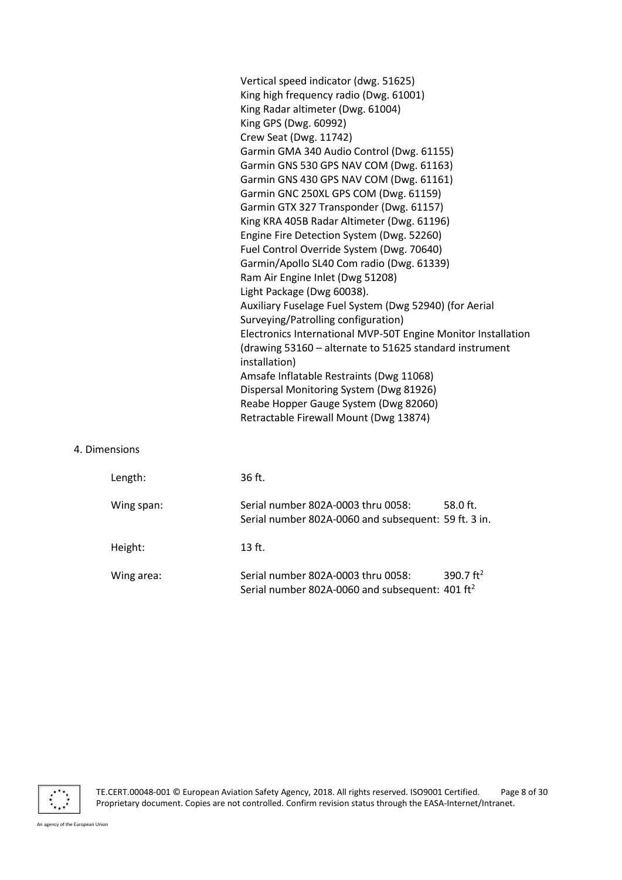Vertical speed indicator (dwg. 51625)
King high frequency radio (Dwg. 61001)
King Radar altimeter (Dwg. 61004)
King GPS (Dwg. 60992)
Crew Seat (Dwg. 11742)
Garmin GMA 340 Audio Control (Dwg. 61155)
Garmin GNS 530 GPS NAV COM (Dwg. 61163)
Garmin GNS 430 GPS NAV COM (Dwg. 61161)
Garmin GNC 250XL GPS COM (Dwg. 61159)
Garmin GTX 327 Transponder (Dwg. 61157)
King KRA 405B Radar Altimeter (Dwg. 61196)
Engine Fire Detection System (Dwg. 52260)
Fuel Control Override System (Dwg. 70640)
Garmin/Apollo SL40 Com radio (Dwg. 61339)
Ram Air Engine Inlet (Dwg 51208)
Light Package (Dwg 60038).
Auxiliary Fuselage Fuel System (Dwg 52940) (for Aerial Surveying/Patrolling configuration)
Electronics International MVP-50T Engine Monitor Installation (drawing 53160 – alternate to 51625 standard instrument installation)
Amsafe Inflatable Restraints (Dwg 11068)
Dispersal Monitoring System (Dwg 81926)
Reabe Hopper Gauge System (Dwg 82060)
Retractable Firewall Mount (Dwg 13874)

4. Dimensions

| | |
|---|---|
| Length: | 36 ft. |
| Wing span: | Serial number 802A-0003 thru 0058: 58.0 ft.<br>Serial number 802A-0060 and subsequent: 59 ft. 3 in. |
| Height: | 13 ft. |
| Wing area: | Serial number 802A-0003 thru 0058: 390.7 ft$^2$<br>Serial number 802A-0060 and subsequent: 401 ft$^2$ |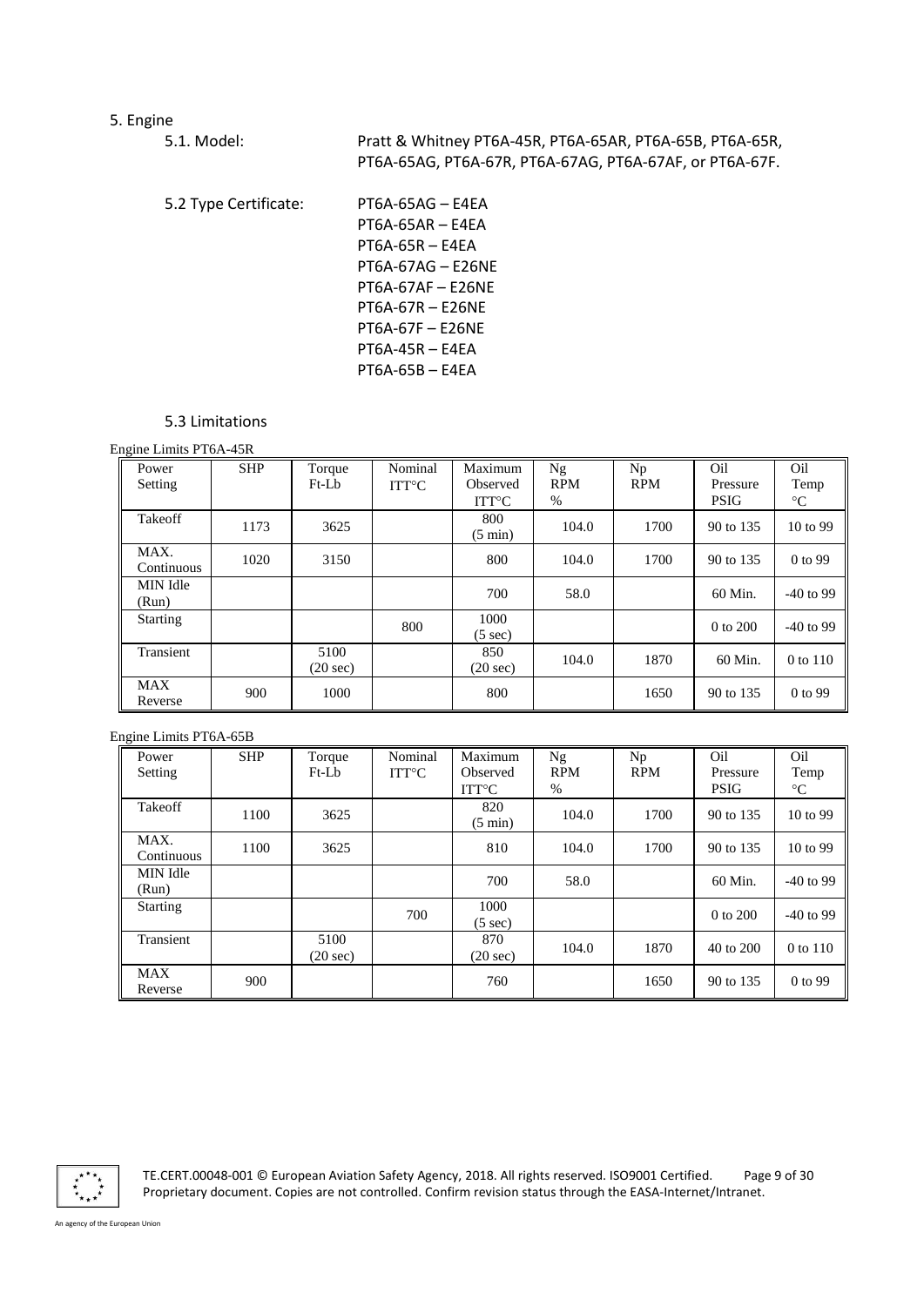# 5. Engine

5.1. Model: Pratt & Whitney PT6A-45R, PT6A-65AR, PT6A-65B, PT6A-65R, PT6A-65AG, PT6A-67R, PT6A-67AG, PT6A-67AF, or PT6A-67F.

5.2 Type Certificate:

PT6A-65AG – E4EA
PT6A-65AR – E4EA
PT6A-65R – E4EA
PT6A-67AG – E26NE
PT6A-67AF – E26NE
PT6A-67R – E26NE
PT6A-67F – E26NE
PT6A-45R – E4EA
PT6A-65B – E4EA

## 5.3 Limitations

Engine Limits PT6A-45R

| Power Setting | SHP | Torque Ft-Lb | Nominal ITT°C | Maximum Observed ITT°C | Ng RPM % | Np RPM | Oil Pressure PSIG | Oil Temp °C |
|---|---|---|---|---|---|---|---|---|
| Takeoff | 1173 | 3625 | | 800 (5 min) | 104.0 | 1700 | 90 to 135 | 10 to 99 |
| MAX. Continuous | 1020 | 3150 | | 800 | 104.0 | 1700 | 90 to 135 | 0 to 99 |
| MIN Idle (Run) | | | | 700 | 58.0 | | 60 Min. | -40 to 99 |
| Starting | | | 800 | 1000 (5 sec) | | | 0 to 200 | -40 to 99 |
| Transient | | 5100 (20 sec) | | 850 (20 sec) | 104.0 | 1870 | 60 Min. | 0 to 110 |
| MAX Reverse | 900 | 1000 | | 800 | | 1650 | 90 to 135 | 0 to 99 |

Engine Limits PT6A-65B

| Power Setting | SHP | Torque Ft-Lb | Nominal ITT°C | Maximum Observed ITT°C | Ng RPM % | Np RPM | Oil Pressure PSIG | Oil Temp °C |
|---|---|---|---|---|---|---|---|---|
| Takeoff | 1100 | 3625 | | 820 (5 min) | 104.0 | 1700 | 90 to 135 | 10 to 99 |
| MAX. Continuous | 1100 | 3625 | | 810 | 104.0 | 1700 | 90 to 135 | 10 to 99 |
| MIN Idle (Run) | | | | 700 | 58.0 | | 60 Min. | -40 to 99 |
| Starting | | | 700 | 1000 (5 sec) | | | 0 to 200 | -40 to 99 |
| Transient | | 5100 (20 sec) | | 870 (20 sec) | 104.0 | 1870 | 40 to 200 | 0 to 110 |
| MAX Reverse | 900 | | | 760 | | 1650 | 90 to 135 | 0 to 99 |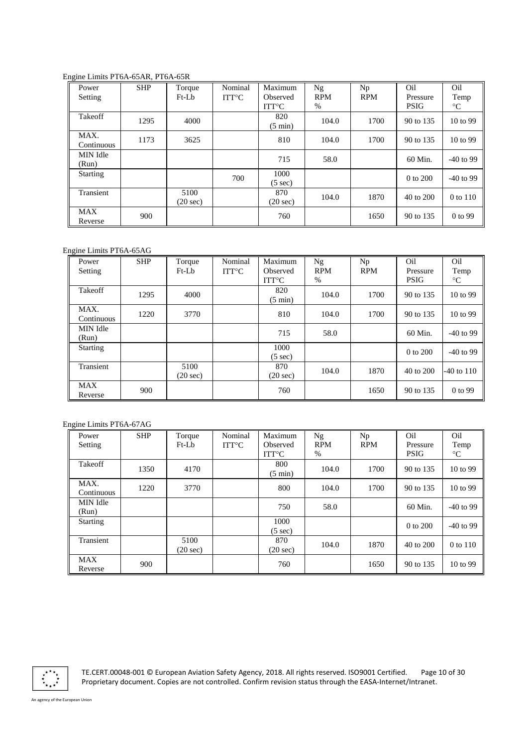Engine Limits PT6A-65AR, PT6A-65R

| Power Setting | SHP | Torque Ft-Lb | Nominal ITT°C | Maximum Observed ITT°C | Ng RPM % | Np RPM | Oil Pressure PSIG | Oil Temp °C |
|---|---|---|---|---|---|---|---|---|
| Takeoff | 1295 | 4000 | | 820 (5 min) | 104.0 | 1700 | 90 to 135 | 10 to 99 |
| MAX. Continuous | 1173 | 3625 | | 810 | 104.0 | 1700 | 90 to 135 | 10 to 99 |
| MIN Idle (Run) | | | | 715 | 58.0 | | 60 Min. | -40 to 99 |
| Starting | | | 700 | 1000 (5 sec) | | | 0 to 200 | -40 to 99 |
| Transient | | 5100 (20 sec) | | 870 (20 sec) | 104.0 | 1870 | 40 to 200 | 0 to 110 |
| MAX Reverse | 900 | | | 760 | | 1650 | 90 to 135 | 0 to 99 |

Engine Limits PT6A-65AG

| Power Setting | SHP | Torque Ft-Lb | Nominal ITT°C | Maximum Observed ITT°C | Ng RPM % | Np RPM | Oil Pressure PSIG | Oil Temp °C |
|---|---|---|---|---|---|---|---|---|
| Takeoff | 1295 | 4000 | | 820 (5 min) | 104.0 | 1700 | 90 to 135 | 10 to 99 |
| MAX. Continuous | 1220 | 3770 | | 810 | 104.0 | 1700 | 90 to 135 | 10 to 99 |
| MIN Idle (Run) | | | | 715 | 58.0 | | 60 Min. | -40 to 99 |
| Starting | | | | 1000 (5 sec) | | | 0 to 200 | -40 to 99 |
| Transient | | 5100 (20 sec) | | 870 (20 sec) | 104.0 | 1870 | 40 to 200 | -40 to 110 |
| MAX Reverse | 900 | | | 760 | | 1650 | 90 to 135 | 0 to 99 |

Engine Limits PT6A-67AG

| Power Setting | SHP | Torque Ft-Lb | Nominal ITT°C | Maximum Observed ITT°C | Ng RPM % | Np RPM | Oil Pressure PSIG | Oil Temp °C |
|---|---|---|---|---|---|---|---|---|
| Takeoff | 1350 | 4170 | | 800 (5 min) | 104.0 | 1700 | 90 to 135 | 10 to 99 |
| MAX. Continuous | 1220 | 3770 | | 800 | 104.0 | 1700 | 90 to 135 | 10 to 99 |
| MIN Idle (Run) | | | | 750 | 58.0 | | 60 Min. | -40 to 99 |
| Starting | | | | 1000 (5 sec) | | | 0 to 200 | -40 to 99 |
| Transient | | 5100 (20 sec) | | 870 (20 sec) | 104.0 | 1870 | 40 to 200 | 0 to 110 |
| MAX Reverse | 900 | | | 760 | | 1650 | 90 to 135 | 10 to 99 |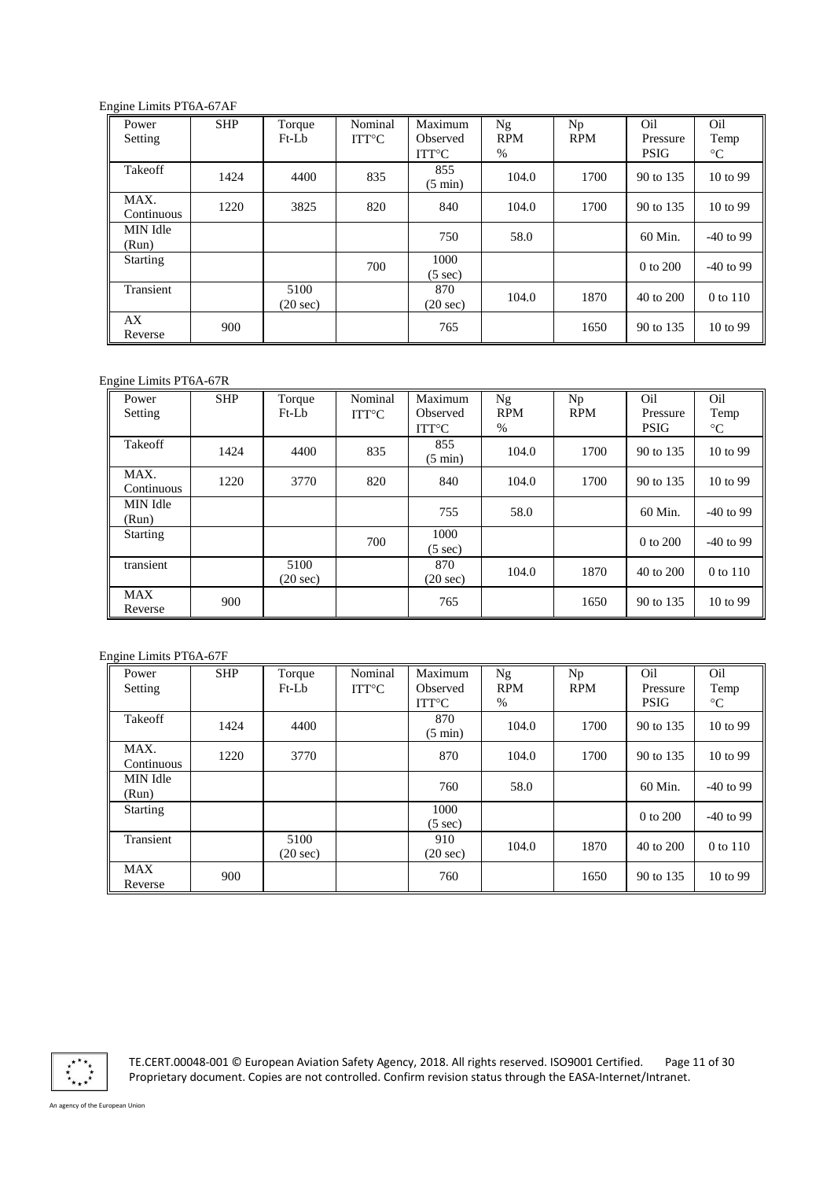Engine Limits PT6A-67AF

| Power Setting | SHP | Torque Ft-Lb | Nominal ITT°C | Maximum Observed ITT°C | Ng RPM % | Np RPM | Oil Pressure PSIG | Oil Temp °C |
|---|---|---|---|---|---|---|---|---|
| Takeoff | 1424 | 4400 | 835 | 855 (5 min) | 104.0 | 1700 | 90 to 135 | 10 to 99 |
| MAX. Continuous | 1220 | 3825 | 820 | 840 | 104.0 | 1700 | 90 to 135 | 10 to 99 |
| MIN Idle (Run) | | | | 750 | 58.0 | | 60 Min. | -40 to 99 |
| Starting | | | 700 | 1000 (5 sec) | | | 0 to 200 | -40 to 99 |
| Transient | | 5100 (20 sec) | | 870 (20 sec) | 104.0 | 1870 | 40 to 200 | 0 to 110 |
| AX Reverse | 900 | | | 765 | | 1650 | 90 to 135 | 10 to 99 |

Engine Limits PT6A-67R

| Power Setting | SHP | Torque Ft-Lb | Nominal ITT°C | Maximum Observed ITT°C | Ng RPM % | Np RPM | Oil Pressure PSIG | Oil Temp °C |
|---|---|---|---|---|---|---|---|---|
| Takeoff | 1424 | 4400 | 835 | 855 (5 min) | 104.0 | 1700 | 90 to 135 | 10 to 99 |
| MAX. Continuous | 1220 | 3770 | 820 | 840 | 104.0 | 1700 | 90 to 135 | 10 to 99 |
| MIN Idle (Run) | | | | 755 | 58.0 | | 60 Min. | -40 to 99 |
| Starting | | | 700 | 1000 (5 sec) | | | 0 to 200 | -40 to 99 |
| transient | | 5100 (20 sec) | | 870 (20 sec) | 104.0 | 1870 | 40 to 200 | 0 to 110 |
| MAX Reverse | 900 | | | 765 | | 1650 | 90 to 135 | 10 to 99 |

Engine Limits PT6A-67F

| Power Setting | SHP | Torque Ft-Lb | Nominal ITT°C | Maximum Observed ITT°C | Ng RPM % | Np RPM | Oil Pressure PSIG | Oil Temp °C |
|---|---|---|---|---|---|---|---|---|
| Takeoff | 1424 | 4400 | | 870 (5 min) | 104.0 | 1700 | 90 to 135 | 10 to 99 |
| MAX. Continuous | 1220 | 3770 | | 870 | 104.0 | 1700 | 90 to 135 | 10 to 99 |
| MIN Idle (Run) | | | | 760 | 58.0 | | 60 Min. | -40 to 99 |
| Starting | | | | 1000 (5 sec) | | | 0 to 200 | -40 to 99 |
| Transient | | 5100 (20 sec) | | 910 (20 sec) | 104.0 | 1870 | 40 to 200 | 0 to 110 |
| MAX Reverse | 900 | | | 760 | | 1650 | 90 to 135 | 10 to 99 |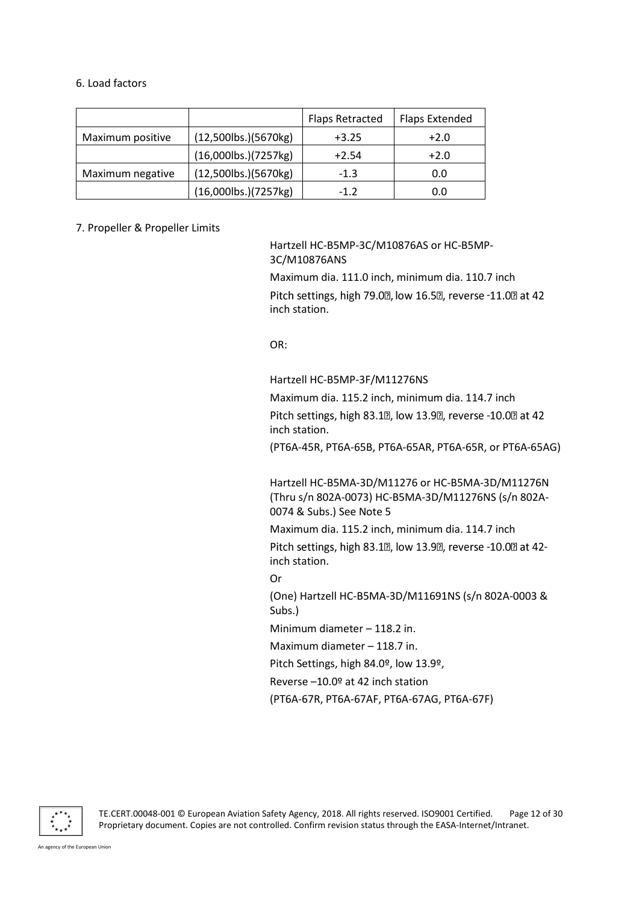6. Load factors

| | | Flaps Retracted | Flaps Extended |
|---|---|---|---|
| Maximum positive | (12,500lbs.)(5670kg) | +3.25 | +2.0 |
| | (16,000lbs.)(7257kg) | +2.54 | +2.0 |
| Maximum negative | (12,500lbs.)(5670kg) | -1.3 | 0.0 |
| | (16,000lbs.)(7257kg) | -1.2 | 0.0 |

7. Propeller & Propeller Limits

Hartzell HC-B5MP-3C/M10876AS or HC-B5MP-3C/M10876ANS

Maximum dia. 111.0 inch, minimum dia. 110.7 inch

Pitch settings, high 79.0°, low 16.5°, reverse -11.0° at 42 inch station.

OR:

Hartzell HC-B5MP-3F/M11276NS

Maximum dia. 115.2 inch, minimum dia. 114.7 inch

Pitch settings, high 83.1°, low 13.9°, reverse -10.0° at 42 inch station.

(PT6A-45R, PT6A-65B, PT6A-65AR, PT6A-65R, or PT6A-65AG)

Hartzell HC-B5MA-3D/M11276 or HC-B5MA-3D/M11276N (Thru s/n 802A-0073) HC-B5MA-3D/M11276NS (s/n 802A-0074 & Subs.) See Note 5

Maximum dia. 115.2 inch, minimum dia. 114.7 inch

Pitch settings, high 83.1°, low 13.9°, reverse -10.0° at 42-inch station.

Or

(One) Hartzell HC-B5MA-3D/M11691NS (s/n 802A-0003 & Subs.)

Minimum diameter – 118.2 in.

Maximum diameter – 118.7 in.

Pitch Settings, high 84.0º, low 13.9º,

Reverse –10.0º at 42 inch station

(PT6A-67R, PT6A-67AF, PT6A-67AG, PT6A-67F)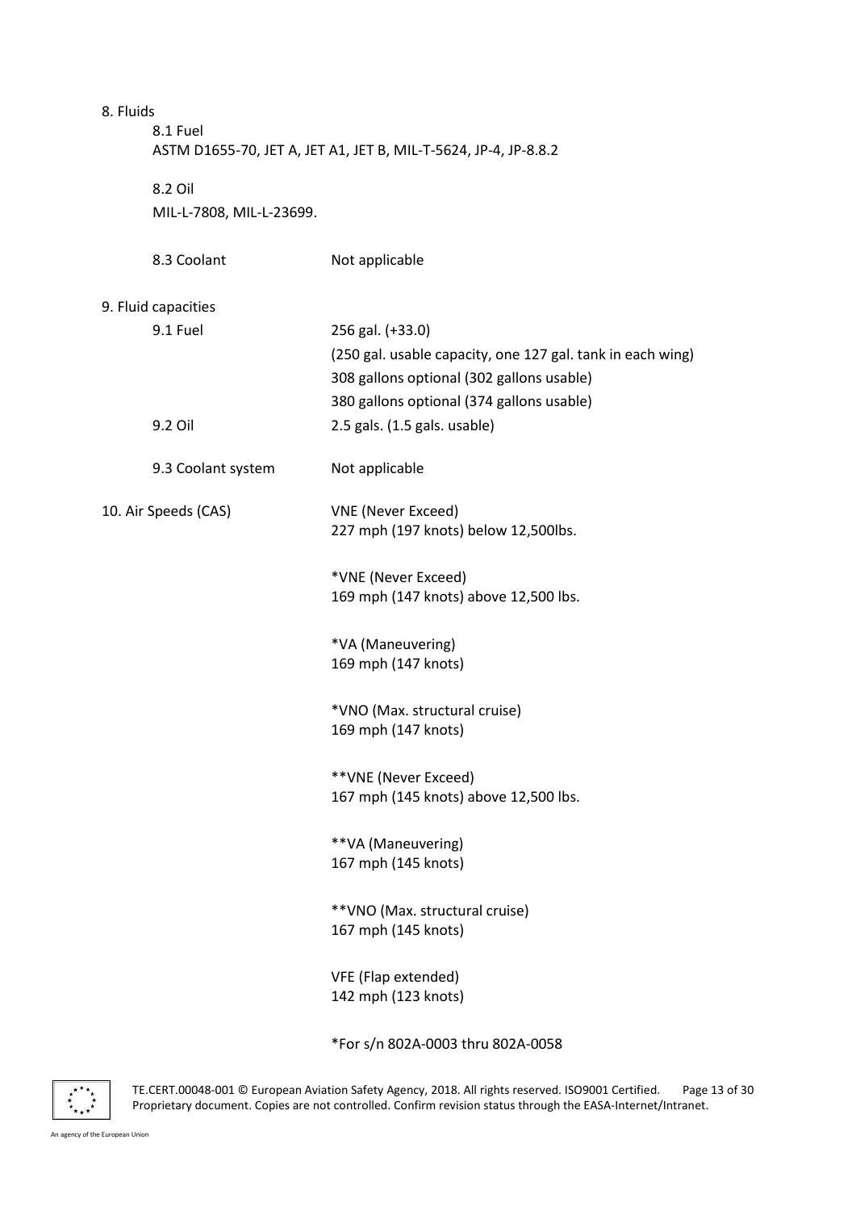8. Fluids

8.1 Fuel

ASTM D1655-70, JET A, JET A1, JET B, MIL-T-5624, JP-4, JP-8.8.2

8.2 Oil

MIL-L-7808, MIL-L-23699.

8.3 Coolant — Not applicable

9. Fluid capacities

| | |
|---|---|
| 9.1 Fuel | 256 gal. (+33.0)<br>(250 gal. usable capacity, one 127 gal. tank in each wing)<br>308 gallons optional (302 gallons usable)<br>380 gallons optional (374 gallons usable) |
| 9.2 Oil | 2.5 gals. (1.5 gals. usable) |
| 9.3 Coolant system | Not applicable |

10. Air Speeds (CAS)

VNE (Never Exceed)
227 mph (197 knots) below 12,500lbs.

*VNE (Never Exceed)
169 mph (147 knots) above 12,500 lbs.

*VA (Maneuvering)
169 mph (147 knots)

*VNO (Max. structural cruise)
169 mph (147 knots)

**VNE (Never Exceed)
167 mph (145 knots) above 12,500 lbs.

**VA (Maneuvering)
167 mph (145 knots)

**VNO (Max. structural cruise)
167 mph (145 knots)

VFE (Flap extended)
142 mph (123 knots)

*For s/n 802A-0003 thru 802A-0058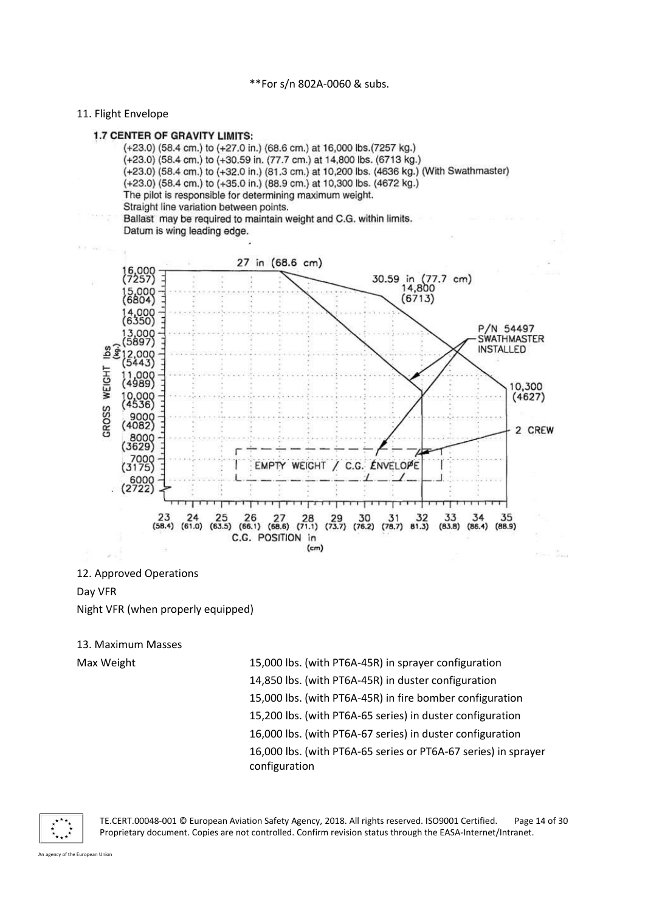**For s/n 802A-0060 & subs.

11. Flight Envelope

**1.7 CENTER OF GRAVITY LIMITS:**

(+23.0) (58.4 cm.) to (+27.0 in.) (68.6 cm.) at 16,000 lbs.(7257 kg.)
(+23.0) (58.4 cm.) to (+30.59 in. (77.7 cm.) at 14,800 lbs. (6713 kg.)
(+23.0) (58.4 cm.) to (+32.0 in.) (81.3 cm.) at 10,200 lbs. (4636 kg.) (With Swathmaster)
(+23.0) (58.4 cm.) to (+35.0 in.) (88.9 cm.) at 10,300 lbs. (4672 kg.)
The pilot is responsible for determining maximum weight.
Straight line variation between points.
Ballast may be required to maintain weight and C.G. within limits.
Datum is wing leading edge.

12. Approved Operations

Day VFR

Night VFR (when properly equipped)

13. Maximum Masses

| | |
|---|---|
| Max Weight | 15,000 lbs. (with PT6A-45R) in sprayer configuration |
| | 14,850 lbs. (with PT6A-45R) in duster configuration |
| | 15,000 lbs. (with PT6A-45R) in fire bomber configuration |
| | 15,200 lbs. (with PT6A-65 series) in duster configuration |
| | 16,000 lbs. (with PT6A-67 series) in duster configuration |
| | 16,000 lbs. (with PT6A-65 series or PT6A-67 series) in sprayer configuration |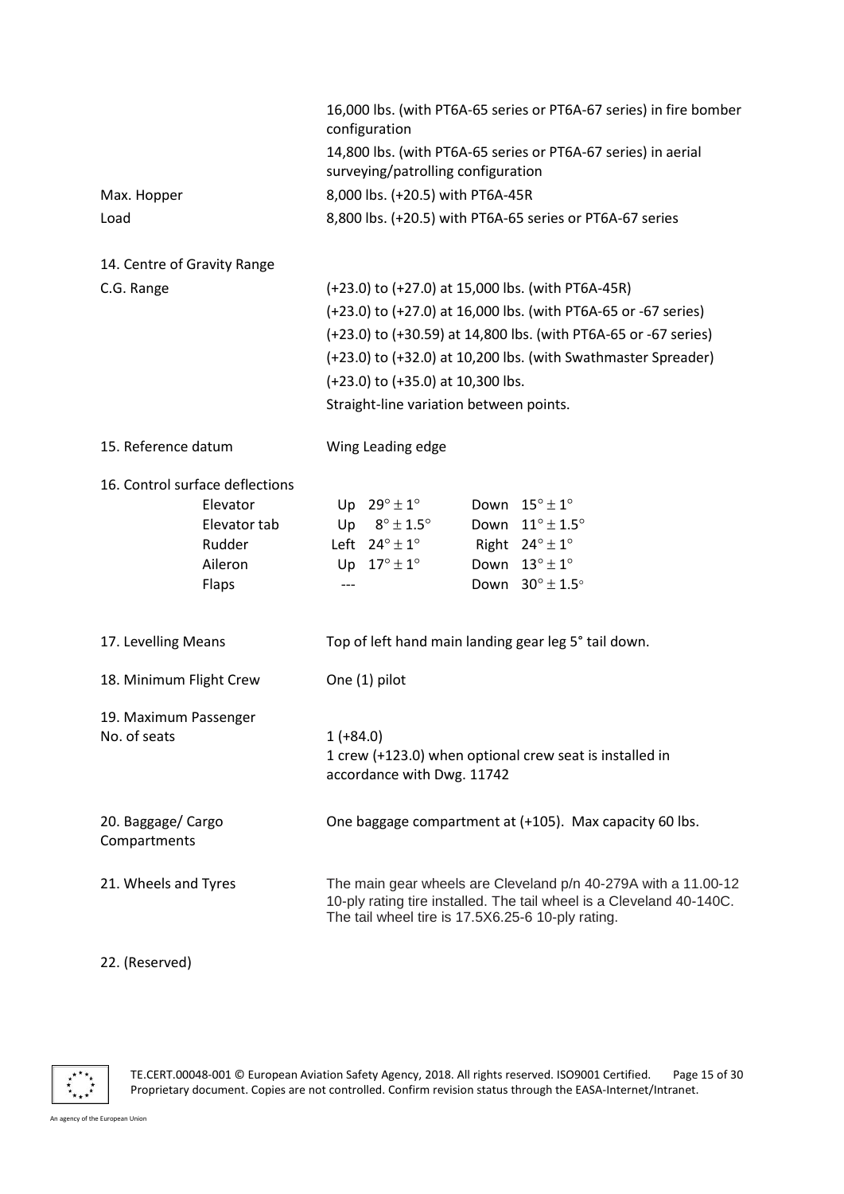| | |
|---|---|
| | 16,000 lbs. (with PT6A-65 series or PT6A-67 series) in fire bomber configuration |
| | 14,800 lbs. (with PT6A-65 series or PT6A-67 series) in aerial surveying/patrolling configuration |
| Max. Hopper Load | 8,000 lbs. (+20.5) with PT6A-45R |
| | 8,800 lbs. (+20.5) with PT6A-65 series or PT6A-67 series |

14. Centre of Gravity Range

| | |
|---|---|
| C.G. Range | (+23.0) to (+27.0) at 15,000 lbs. (with PT6A-45R) |
| | (+23.0) to (+27.0) at 16,000 lbs. (with PT6A-65 or -67 series) |
| | (+23.0) to (+30.59) at 14,800 lbs. (with PT6A-65 or -67 series) |
| | (+23.0) to (+32.0) at 10,200 lbs. (with Swathmaster Spreader) |
| | (+23.0) to (+35.0) at 10,300 lbs. |
| | Straight-line variation between points. |

15. Reference datum — Wing Leading edge

16. Control surface deflections

| | | | | |
|---|---|---|---|---|
| Elevator | Up | $29° \pm 1°$ | Down | $15° \pm 1°$ |
| Elevator tab | Up | $8° \pm 1.5°$ | Down | $11° \pm 1.5°$ |
| Rudder | Left | $24° \pm 1°$ | Right | $24° \pm 1°$ |
| Aileron | Up | $17° \pm 1°$ | Down | $13° \pm 1°$ |
| Flaps | --- | | Down | $30° \pm 1.5°$ |

17. Levelling Means — Top of left hand main landing gear leg 5° tail down.

18. Minimum Flight Crew — One (1) pilot

19. Maximum Passenger No. of seats — 1 (+84.0)
1 crew (+123.0) when optional crew seat is installed in accordance with Dwg. 11742

20. Baggage/ Cargo Compartments — One baggage compartment at (+105). Max capacity 60 lbs.

21. Wheels and Tyres — The main gear wheels are Cleveland p/n 40-279A with a 11.00-12 10-ply rating tire installed. The tail wheel is a Cleveland 40-140C. The tail wheel tire is 17.5X6.25-6 10-ply rating.

22. (Reserved)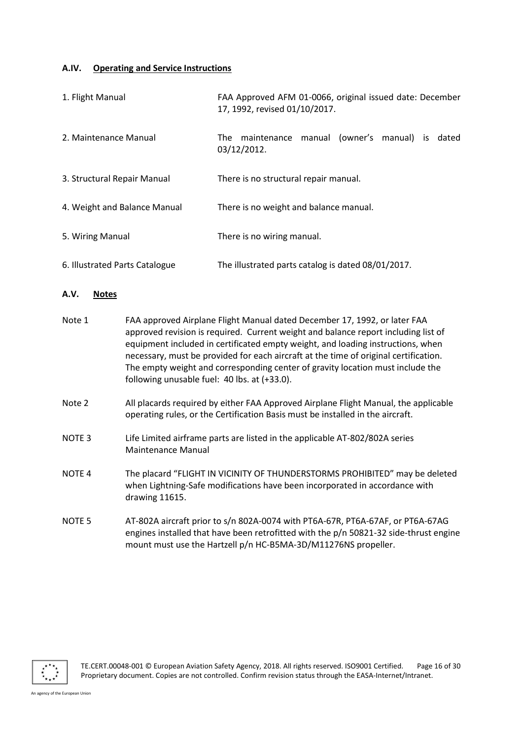### A.IV. Operating and Service Instructions

| | |
|---|---|
| 1. Flight Manual | FAA Approved AFM 01-0066, original issued date: December 17, 1992, revised 01/10/2017. |
| 2. Maintenance Manual | The maintenance manual (owner's manual) is dated 03/12/2012. |
| 3. Structural Repair Manual | There is no structural repair manual. |
| 4. Weight and Balance Manual | There is no weight and balance manual. |
| 5. Wiring Manual | There is no wiring manual. |
| 6. Illustrated Parts Catalogue | The illustrated parts catalog is dated 08/01/2017. |

### A.V. Notes

| | |
|---|---|
| Note 1 | FAA approved Airplane Flight Manual dated December 17, 1992, or later FAA approved revision is required. Current weight and balance report including list of equipment included in certificated empty weight, and loading instructions, when necessary, must be provided for each aircraft at the time of original certification. The empty weight and corresponding center of gravity location must include the following unusable fuel: 40 lbs. at (+33.0). |
| Note 2 | All placards required by either FAA Approved Airplane Flight Manual, the applicable operating rules, or the Certification Basis must be installed in the aircraft. |
| NOTE 3 | Life Limited airframe parts are listed in the applicable AT-802/802A series Maintenance Manual |
| NOTE 4 | The placard "FLIGHT IN VICINITY OF THUNDERSTORMS PROHIBITED" may be deleted when Lightning-Safe modifications have been incorporated in accordance with drawing 11615. |
| NOTE 5 | AT-802A aircraft prior to s/n 802A-0074 with PT6A-67R, PT6A-67AF, or PT6A-67AG engines installed that have been retrofitted with the p/n 50821-32 side-thrust engine mount must use the Hartzell p/n HC-B5MA-3D/M11276NS propeller. |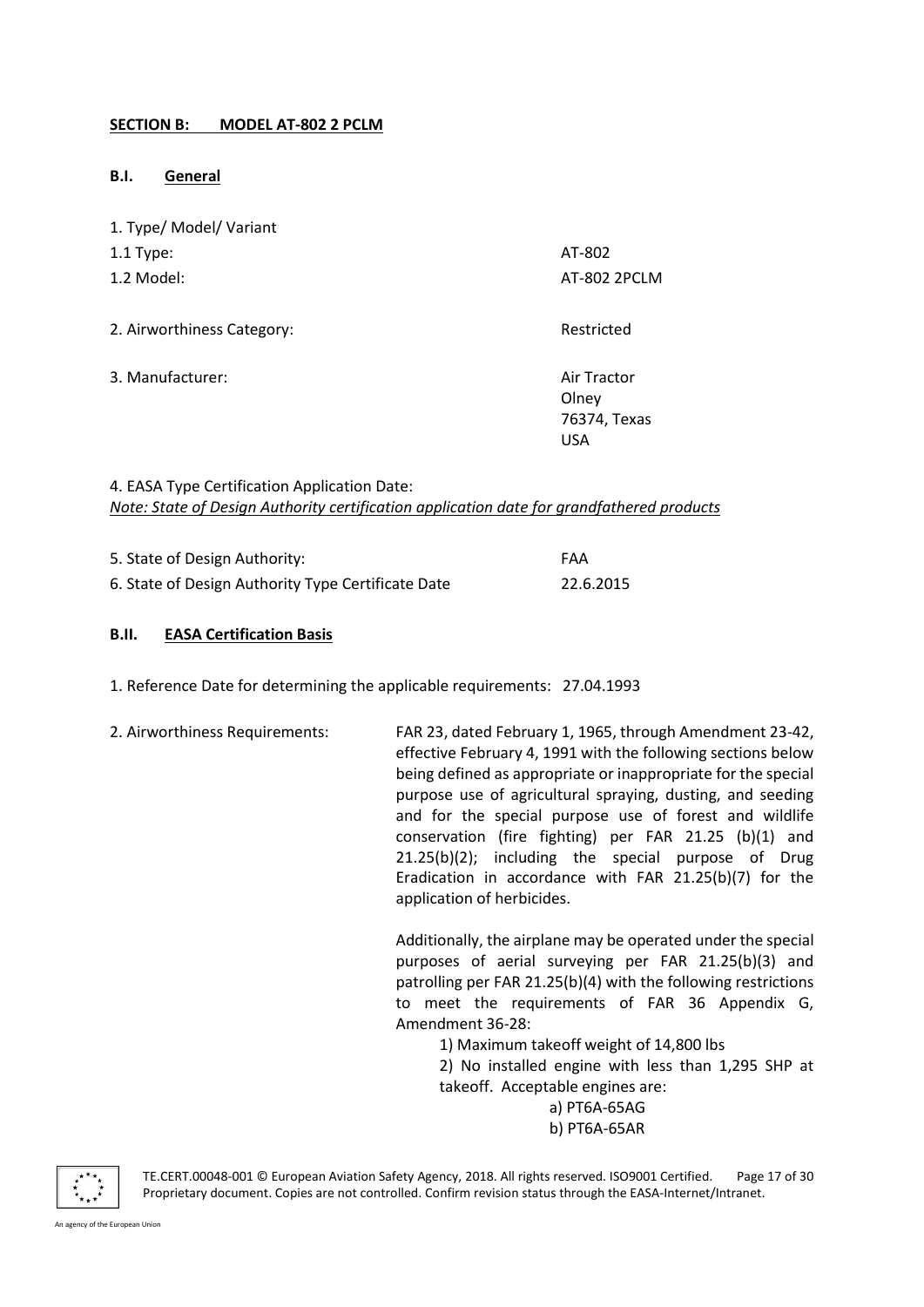## SECTION B: MODEL AT-802 2 PCLM

### B.I. General

1. Type/ Model/ Variant

| | |
|---|---|
| 1.1 Type: | AT-802 |
| 1.2 Model: | AT-802 2PCLM |
| 2. Airworthiness Category: | Restricted |
| 3. Manufacturer: | Air Tractor<br>Olney<br>76374, Texas<br>USA |

4. EASA Type Certification Application Date:
*Note: State of Design Authority certification application date for grandfathered products*

| | |
|---|---|
| 5. State of Design Authority: | FAA |
| 6. State of Design Authority Type Certificate Date | 22.6.2015 |

### B.II. EASA Certification Basis

1. Reference Date for determining the applicable requirements: 27.04.1993

2. Airworthiness Requirements:

FAR 23, dated February 1, 1965, through Amendment 23-42, effective February 4, 1991 with the following sections below being defined as appropriate or inappropriate for the special purpose use of agricultural spraying, dusting, and seeding and for the special purpose use of forest and wildlife conservation (fire fighting) per FAR 21.25 (b)(1) and 21.25(b)(2); including the special purpose of Drug Eradication in accordance with FAR 21.25(b)(7) for the application of herbicides.

Additionally, the airplane may be operated under the special purposes of aerial surveying per FAR 21.25(b)(3) and patrolling per FAR 21.25(b)(4) with the following restrictions to meet the requirements of FAR 36 Appendix G, Amendment 36-28:

1) Maximum takeoff weight of 14,800 lbs
2) No installed engine with less than 1,295 SHP at takeoff. Acceptable engines are:
   - a) PT6A-65AG
   - b) PT6A-65AR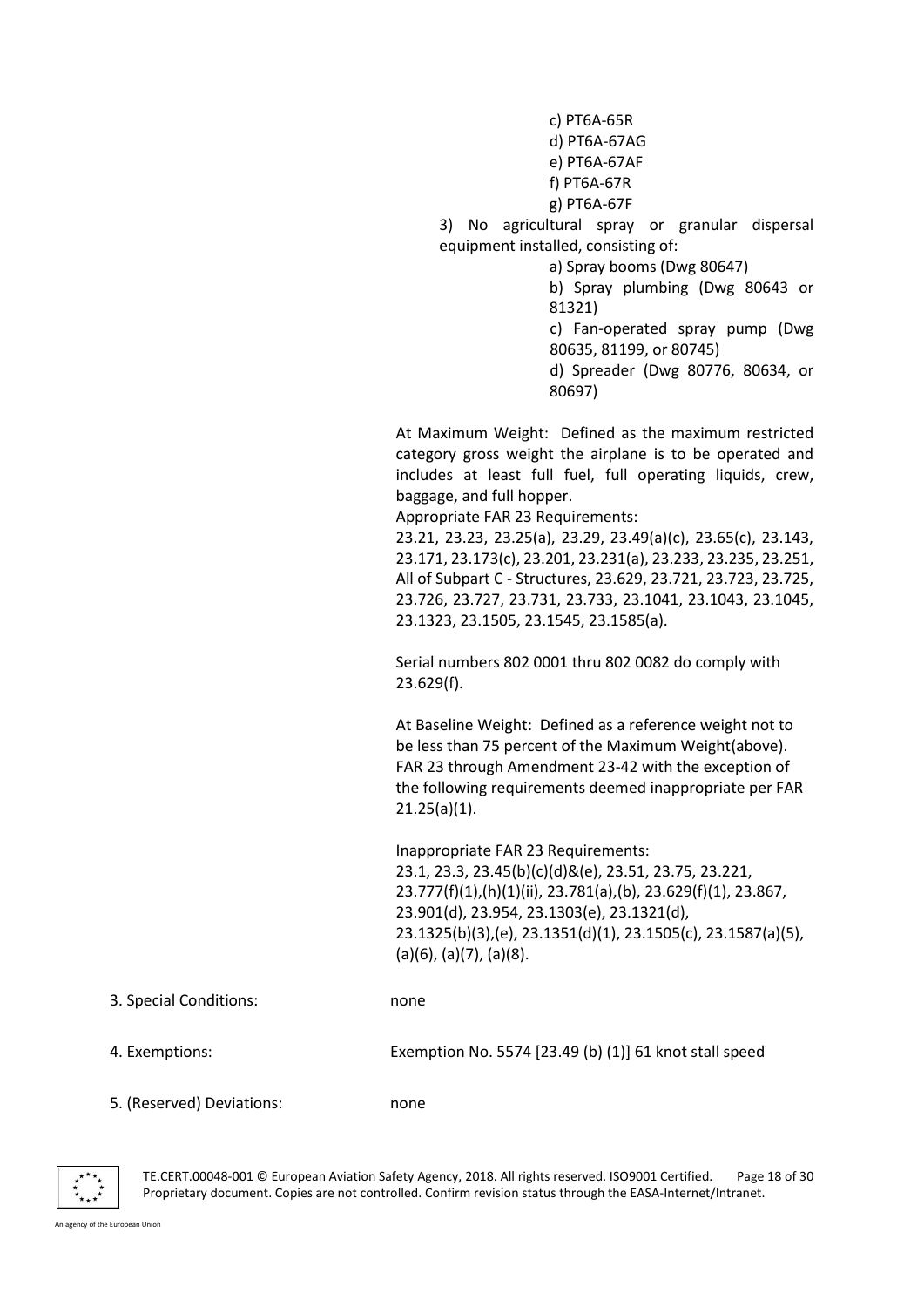c) PT6A-65R
d) PT6A-67AG
e) PT6A-67AF
f) PT6A-67R
g) PT6A-67F

3) No agricultural spray or granular dispersal equipment installed, consisting of:

a) Spray booms (Dwg 80647)
b) Spray plumbing (Dwg 80643 or 81321)
c) Fan-operated spray pump (Dwg 80635, 81199, or 80745)
d) Spreader (Dwg 80776, 80634, or 80697)

At Maximum Weight: Defined as the maximum restricted category gross weight the airplane is to be operated and includes at least full fuel, full operating liquids, crew, baggage, and full hopper.
Appropriate FAR 23 Requirements:
23.21, 23.23, 23.25(a), 23.29, 23.49(a)(c), 23.65(c), 23.143, 23.171, 23.173(c), 23.201, 23.231(a), 23.233, 23.235, 23.251, All of Subpart C - Structures, 23.629, 23.721, 23.723, 23.725, 23.726, 23.727, 23.731, 23.733, 23.1041, 23.1043, 23.1045, 23.1323, 23.1505, 23.1545, 23.1585(a).

Serial numbers 802 0001 thru 802 0082 do comply with 23.629(f).

At Baseline Weight: Defined as a reference weight not to be less than 75 percent of the Maximum Weight(above). FAR 23 through Amendment 23-42 with the exception of the following requirements deemed inappropriate per FAR 21.25(a)(1).

Inappropriate FAR 23 Requirements:
23.1, 23.3, 23.45(b)(c)(d)&(e), 23.51, 23.75, 23.221, 23.777(f)(1),(h)(1)(ii), 23.781(a),(b), 23.629(f)(1), 23.867, 23.901(d), 23.954, 23.1303(e), 23.1321(d), 23.1325(b)(3),(e), 23.1351(d)(1), 23.1505(c), 23.1587(a)(5), (a)(6), (a)(7), (a)(8).

| | |
|---|---|
| 3. Special Conditions: | none |
| 4. Exemptions: | Exemption No. 5574 [23.49 (b) (1)] 61 knot stall speed |
| 5. (Reserved) Deviations: | none |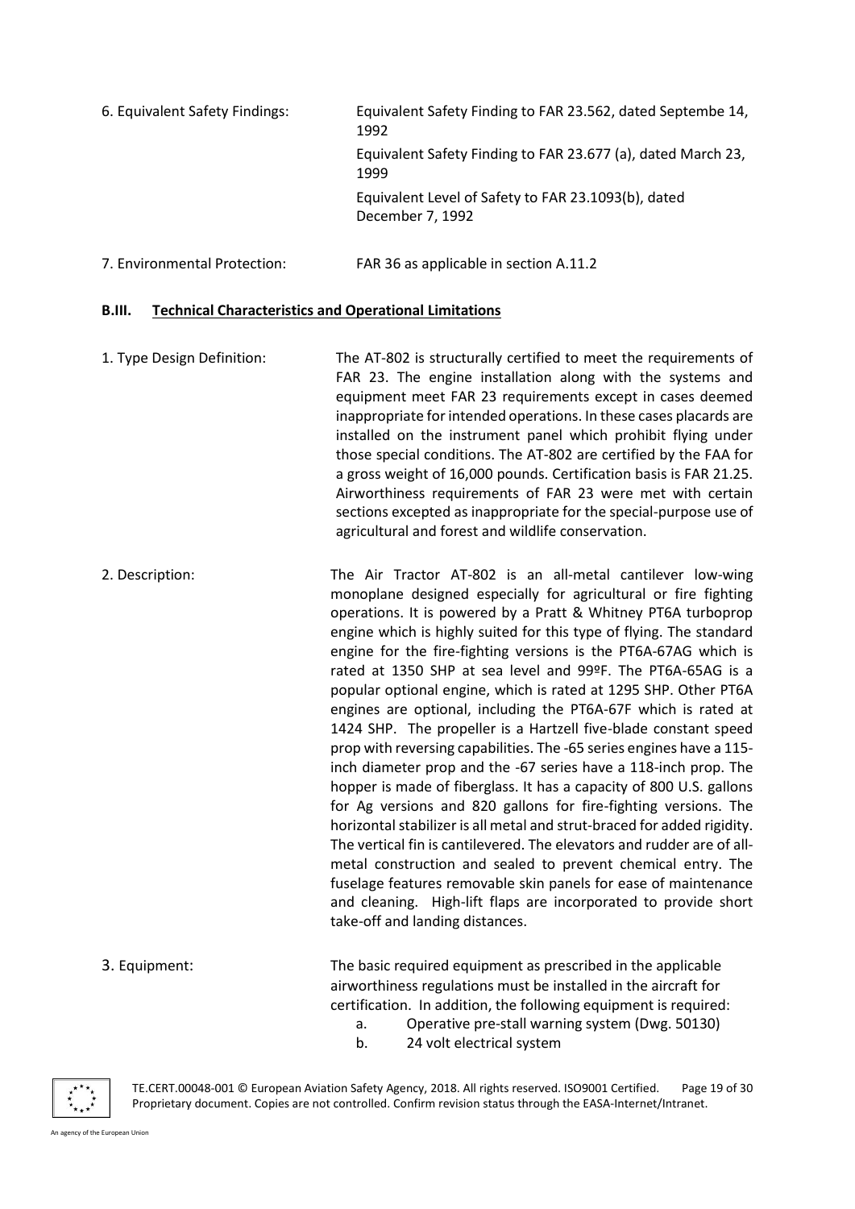| | |
|---|---|
| 6. Equivalent Safety Findings: | Equivalent Safety Finding to FAR 23.562, dated Septembe 14, 1992<br>Equivalent Safety Finding to FAR 23.677 (a), dated March 23, 1999<br>Equivalent Level of Safety to FAR 23.1093(b), dated December 7, 1992 |
| 7. Environmental Protection: | FAR 36 as applicable in section A.11.2 |

### B.III. Technical Characteristics and Operational Limitations

| | |
|---|---|
| 1. Type Design Definition: | The AT-802 is structurally certified to meet the requirements of FAR 23. The engine installation along with the systems and equipment meet FAR 23 requirements except in cases deemed inappropriate for intended operations. In these cases placards are installed on the instrument panel which prohibit flying under those special conditions. The AT-802 are certified by the FAA for a gross weight of 16,000 pounds. Certification basis is FAR 21.25. Airworthiness requirements of FAR 23 were met with certain sections excepted as inappropriate for the special-purpose use of agricultural and forest and wildlife conservation. |
| 2. Description: | The Air Tractor AT-802 is an all-metal cantilever low-wing monoplane designed especially for agricultural or fire fighting operations. It is powered by a Pratt & Whitney PT6A turboprop engine which is highly suited for this type of flying. The standard engine for the fire-fighting versions is the PT6A-67AG which is rated at 1350 SHP at sea level and 99ºF. The PT6A-65AG is a popular optional engine, which is rated at 1295 SHP. Other PT6A engines are optional, including the PT6A-67F which is rated at 1424 SHP. The propeller is a Hartzell five-blade constant speed prop with reversing capabilities. The -65 series engines have a 115-inch diameter prop and the -67 series have a 118-inch prop. The hopper is made of fiberglass. It has a capacity of 800 U.S. gallons for Ag versions and 820 gallons for fire-fighting versions. The horizontal stabilizer is all metal and strut-braced for added rigidity. The vertical fin is cantilevered. The elevators and rudder are of all-metal construction and sealed to prevent chemical entry. The fuselage features removable skin panels for ease of maintenance and cleaning. High-lift flaps are incorporated to provide short take-off and landing distances. |
| 3. Equipment: | The basic required equipment as prescribed in the applicable airworthiness regulations must be installed in the aircraft for certification. In addition, the following equipment is required:<br>a. Operative pre-stall warning system (Dwg. 50130)<br>b. 24 volt electrical system |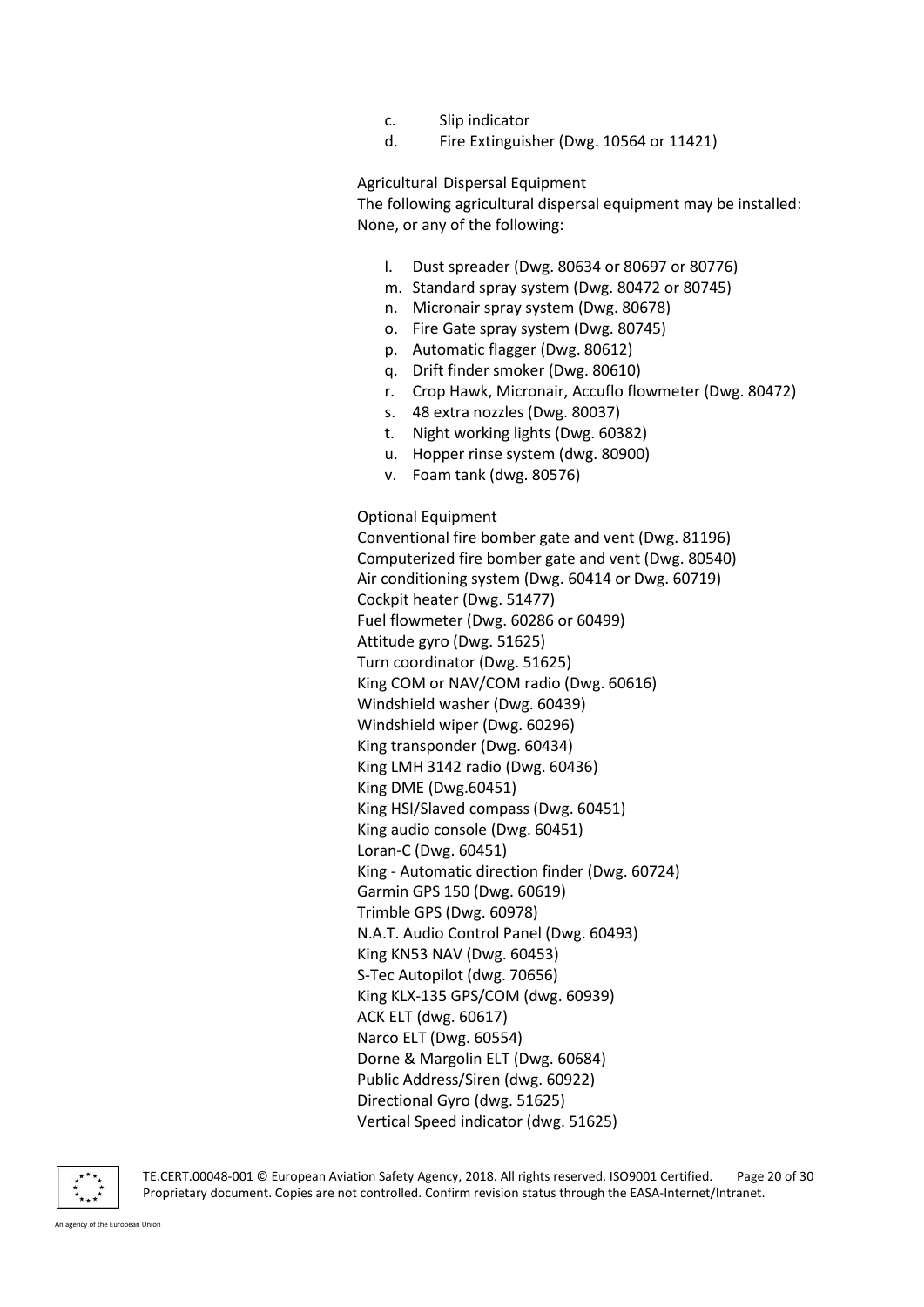c. Slip indicator
d. Fire Extinguisher (Dwg. 10564 or 11421)

Agricultural Dispersal Equipment

The following agricultural dispersal equipment may be installed:
None, or any of the following:

l. Dust spreader (Dwg. 80634 or 80697 or 80776)
m. Standard spray system (Dwg. 80472 or 80745)
n. Micronair spray system (Dwg. 80678)
o. Fire Gate spray system (Dwg. 80745)
p. Automatic flagger (Dwg. 80612)
q. Drift finder smoker (Dwg. 80610)
r. Crop Hawk, Micronair, Accuflo flowmeter (Dwg. 80472)
s. 48 extra nozzles (Dwg. 80037)
t. Night working lights (Dwg. 60382)
u. Hopper rinse system (dwg. 80900)
v. Foam tank (dwg. 80576)

Optional Equipment

Conventional fire bomber gate and vent (Dwg. 81196)
Computerized fire bomber gate and vent (Dwg. 80540)
Air conditioning system (Dwg. 60414 or Dwg. 60719)
Cockpit heater (Dwg. 51477)
Fuel flowmeter (Dwg. 60286 or 60499)
Attitude gyro (Dwg. 51625)
Turn coordinator (Dwg. 51625)
King COM or NAV/COM radio (Dwg. 60616)
Windshield washer (Dwg. 60439)
Windshield wiper (Dwg. 60296)
King transponder (Dwg. 60434)
King LMH 3142 radio (Dwg. 60436)
King DME (Dwg.60451)
King HSI/Slaved compass (Dwg. 60451)
King audio console (Dwg. 60451)
Loran-C (Dwg. 60451)
King - Automatic direction finder (Dwg. 60724)
Garmin GPS 150 (Dwg. 60619)
Trimble GPS (Dwg. 60978)
N.A.T. Audio Control Panel (Dwg. 60493)
King KN53 NAV (Dwg. 60453)
S-Tec Autopilot (dwg. 70656)
King KLX-135 GPS/COM (dwg. 60939)
ACK ELT (dwg. 60617)
Narco ELT (Dwg. 60554)
Dorne & Margolin ELT (Dwg. 60684)
Public Address/Siren (dwg. 60922)
Directional Gyro (dwg. 51625)
Vertical Speed indicator (dwg. 51625)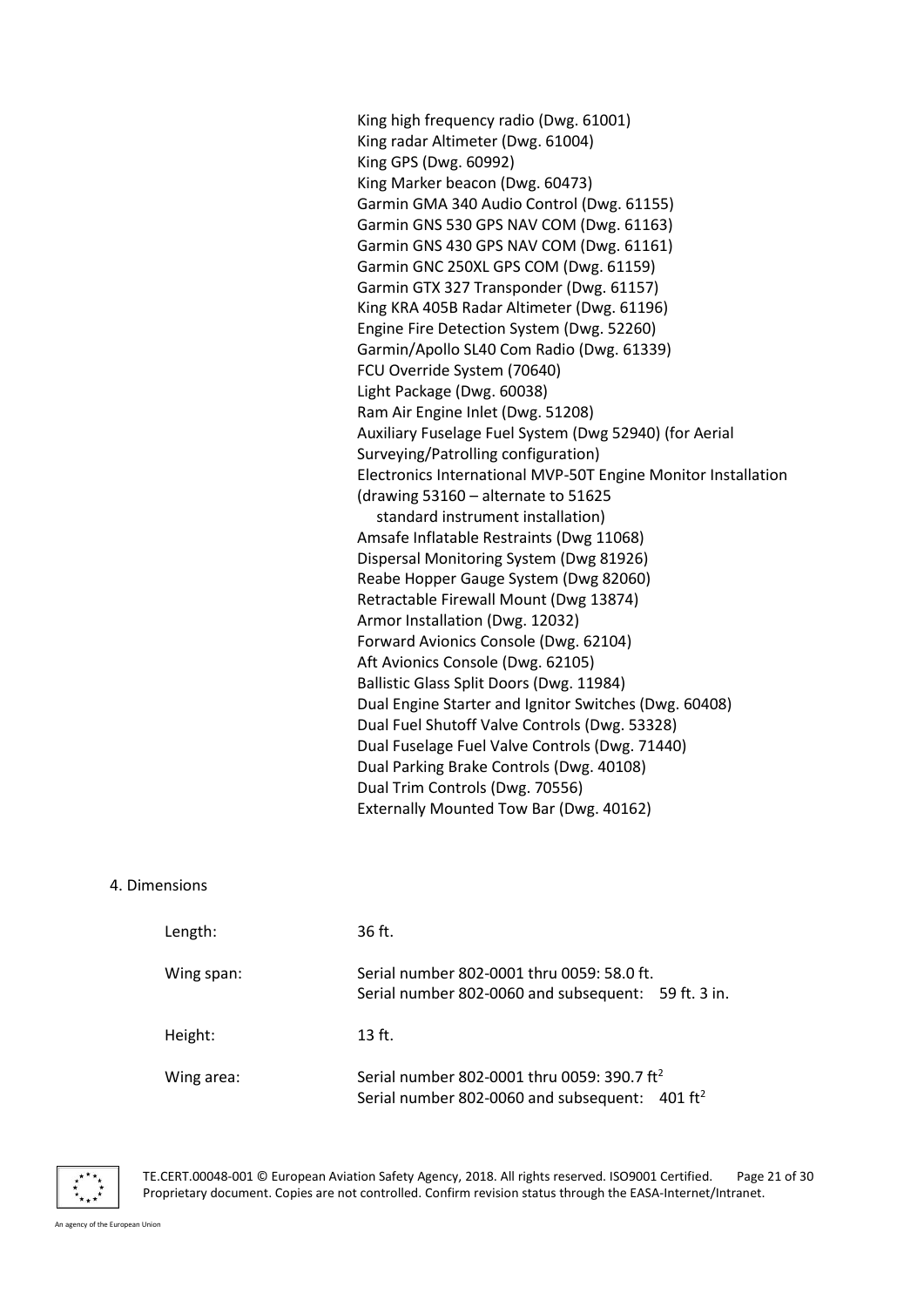King high frequency radio (Dwg. 61001)
King radar Altimeter (Dwg. 61004)
King GPS (Dwg. 60992)
King Marker beacon (Dwg. 60473)
Garmin GMA 340 Audio Control (Dwg. 61155)
Garmin GNS 530 GPS NAV COM (Dwg. 61163)
Garmin GNS 430 GPS NAV COM (Dwg. 61161)
Garmin GNC 250XL GPS COM (Dwg. 61159)
Garmin GTX 327 Transponder (Dwg. 61157)
King KRA 405B Radar Altimeter (Dwg. 61196)
Engine Fire Detection System (Dwg. 52260)
Garmin/Apollo SL40 Com Radio (Dwg. 61339)
FCU Override System (70640)
Light Package (Dwg. 60038)
Ram Air Engine Inlet (Dwg. 51208)
Auxiliary Fuselage Fuel System (Dwg 52940) (for Aerial Surveying/Patrolling configuration)
Electronics International MVP-50T Engine Monitor Installation (drawing 53160 – alternate to 51625 standard instrument installation)
Amsafe Inflatable Restraints (Dwg 11068)
Dispersal Monitoring System (Dwg 81926)
Reabe Hopper Gauge System (Dwg 82060)
Retractable Firewall Mount (Dwg 13874)
Armor Installation (Dwg. 12032)
Forward Avionics Console (Dwg. 62104)
Aft Avionics Console (Dwg. 62105)
Ballistic Glass Split Doors (Dwg. 11984)
Dual Engine Starter and Ignitor Switches (Dwg. 60408)
Dual Fuel Shutoff Valve Controls (Dwg. 53328)
Dual Fuselage Fuel Valve Controls (Dwg. 71440)
Dual Parking Brake Controls (Dwg. 40108)
Dual Trim Controls (Dwg. 70556)
Externally Mounted Tow Bar (Dwg. 40162)

4. Dimensions

| | |
|---|---|
| Length: | 36 ft. |
| Wing span: | Serial number 802-0001 thru 0059: 58.0 ft.<br>Serial number 802-0060 and subsequent: 59 ft. 3 in. |
| Height: | 13 ft. |
| Wing area: | Serial number 802-0001 thru 0059: 390.7 $ft^2$<br>Serial number 802-0060 and subsequent: 401 $ft^2$ |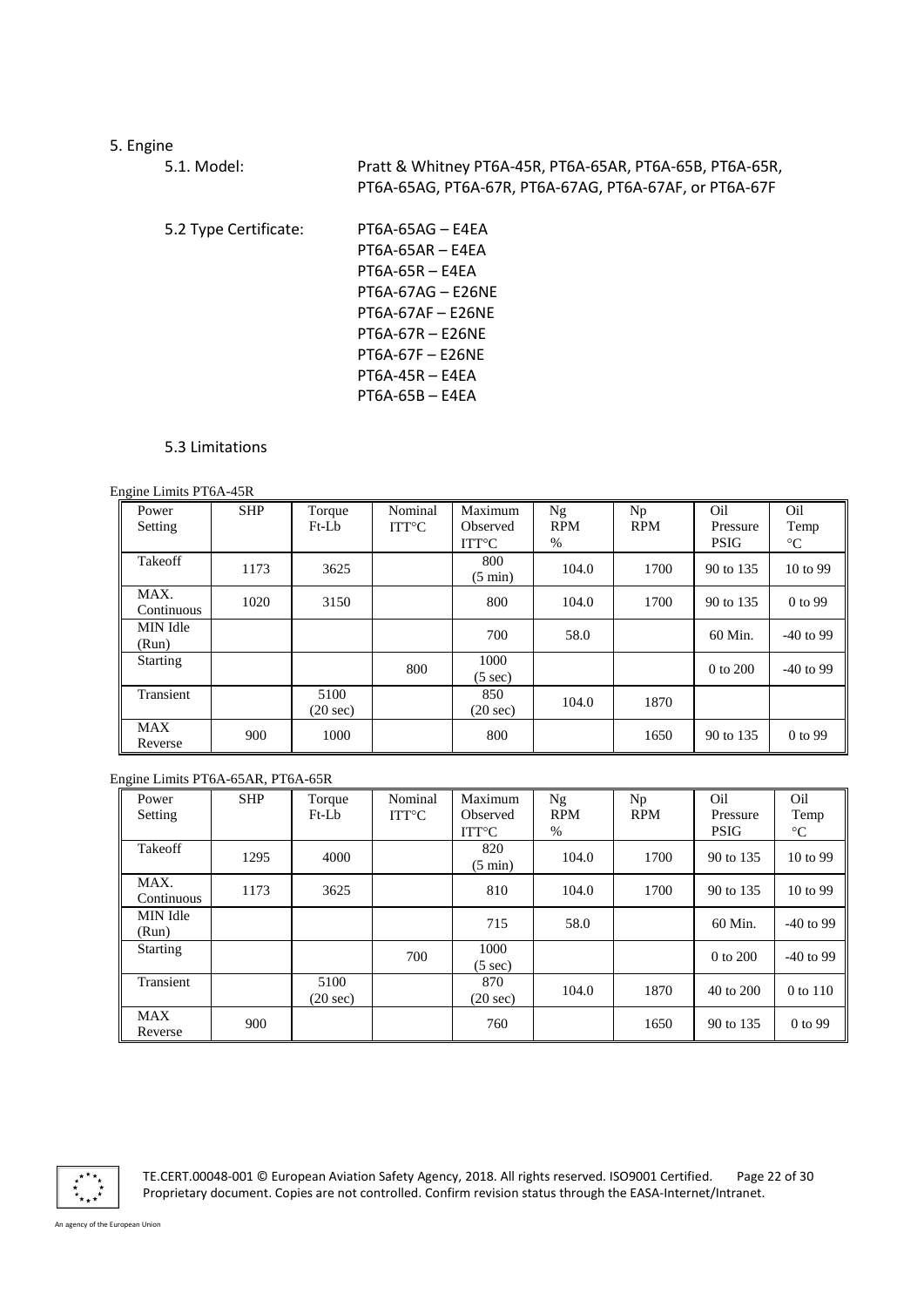## 5. Engine

5.1. Model: Pratt & Whitney PT6A-45R, PT6A-65AR, PT6A-65B, PT6A-65R, PT6A-65AG, PT6A-67R, PT6A-67AG, PT6A-67AF, or PT6A-67F

5.2 Type Certificate:

PT6A-65AG – E4EA
PT6A-65AR – E4EA
PT6A-65R – E4EA
PT6A-67AG – E26NE
PT6A-67AF – E26NE
PT6A-67R – E26NE
PT6A-67F – E26NE
PT6A-45R – E4EA
PT6A-65B – E4EA

### 5.3 Limitations

Engine Limits PT6A-45R

| Power Setting | SHP | Torque Ft-Lb | Nominal ITT°C | Maximum Observed ITT°C | Ng RPM % | Np RPM | Oil Pressure PSIG | Oil Temp °C |
|---|---|---|---|---|---|---|---|---|
| Takeoff | 1173 | 3625 | | 800 (5 min) | 104.0 | 1700 | 90 to 135 | 10 to 99 |
| MAX. Continuous | 1020 | 3150 | | 800 | 104.0 | 1700 | 90 to 135 | 0 to 99 |
| MIN Idle (Run) | | | | 700 | 58.0 | | 60 Min. | -40 to 99 |
| Starting | | | 800 | 1000 (5 sec) | | | 0 to 200 | -40 to 99 |
| Transient | | 5100 (20 sec) | | 850 (20 sec) | 104.0 | 1870 | | |
| MAX Reverse | 900 | 1000 | | 800 | | 1650 | 90 to 135 | 0 to 99 |

Engine Limits PT6A-65AR, PT6A-65R

| Power Setting | SHP | Torque Ft-Lb | Nominal ITT°C | Maximum Observed ITT°C | Ng RPM % | Np RPM | Oil Pressure PSIG | Oil Temp °C |
|---|---|---|---|---|---|---|---|---|
| Takeoff | 1295 | 4000 | | 820 (5 min) | 104.0 | 1700 | 90 to 135 | 10 to 99 |
| MAX. Continuous | 1173 | 3625 | | 810 | 104.0 | 1700 | 90 to 135 | 10 to 99 |
| MIN Idle (Run) | | | | 715 | 58.0 | | 60 Min. | -40 to 99 |
| Starting | | | 700 | 1000 (5 sec) | | | 0 to 200 | -40 to 99 |
| Transient | | 5100 (20 sec) | | 870 (20 sec) | 104.0 | 1870 | 40 to 200 | 0 to 110 |
| MAX Reverse | 900 | | | 760 | | 1650 | 90 to 135 | 0 to 99 |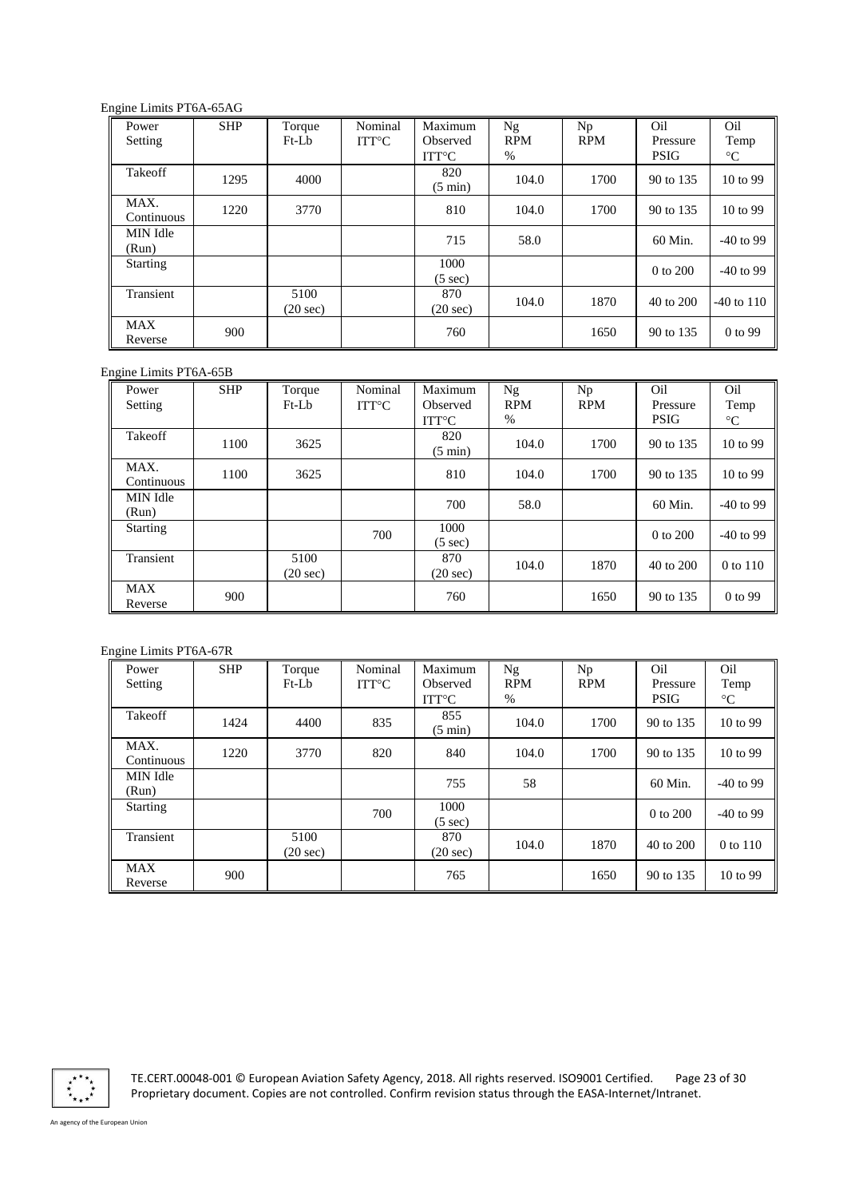Engine Limits PT6A-65AG

| Power Setting | SHP | Torque Ft-Lb | Nominal ITT°C | Maximum Observed ITT°C | Ng RPM % | Np RPM | Oil Pressure PSIG | Oil Temp °C |
|---|---|---|---|---|---|---|---|---|
| Takeoff | 1295 | 4000 | | 820 (5 min) | 104.0 | 1700 | 90 to 135 | 10 to 99 |
| MAX. Continuous | 1220 | 3770 | | 810 | 104.0 | 1700 | 90 to 135 | 10 to 99 |
| MIN Idle (Run) | | | | 715 | 58.0 | | 60 Min. | -40 to 99 |
| Starting | | | | 1000 (5 sec) | | | 0 to 200 | -40 to 99 |
| Transient | | 5100 (20 sec) | | 870 (20 sec) | 104.0 | 1870 | 40 to 200 | -40 to 110 |
| MAX Reverse | 900 | | | 760 | | 1650 | 90 to 135 | 0 to 99 |

Engine Limits PT6A-65B

| Power Setting | SHP | Torque Ft-Lb | Nominal ITT°C | Maximum Observed ITT°C | Ng RPM % | Np RPM | Oil Pressure PSIG | Oil Temp °C |
|---|---|---|---|---|---|---|---|---|
| Takeoff | 1100 | 3625 | | 820 (5 min) | 104.0 | 1700 | 90 to 135 | 10 to 99 |
| MAX. Continuous | 1100 | 3625 | | 810 | 104.0 | 1700 | 90 to 135 | 10 to 99 |
| MIN Idle (Run) | | | | 700 | 58.0 | | 60 Min. | -40 to 99 |
| Starting | | | 700 | 1000 (5 sec) | | | 0 to 200 | -40 to 99 |
| Transient | | 5100 (20 sec) | | 870 (20 sec) | 104.0 | 1870 | 40 to 200 | 0 to 110 |
| MAX Reverse | 900 | | | 760 | | 1650 | 90 to 135 | 0 to 99 |

Engine Limits PT6A-67R

| Power Setting | SHP | Torque Ft-Lb | Nominal ITT°C | Maximum Observed ITT°C | Ng RPM % | Np RPM | Oil Pressure PSIG | Oil Temp °C |
|---|---|---|---|---|---|---|---|---|
| Takeoff | 1424 | 4400 | 835 | 855 (5 min) | 104.0 | 1700 | 90 to 135 | 10 to 99 |
| MAX. Continuous | 1220 | 3770 | 820 | 840 | 104.0 | 1700 | 90 to 135 | 10 to 99 |
| MIN Idle (Run) | | | | 755 | 58 | | 60 Min. | -40 to 99 |
| Starting | | | 700 | 1000 (5 sec) | | | 0 to 200 | -40 to 99 |
| Transient | | 5100 (20 sec) | | 870 (20 sec) | 104.0 | 1870 | 40 to 200 | 0 to 110 |
| MAX Reverse | 900 | | | 765 | | 1650 | 90 to 135 | 10 to 99 |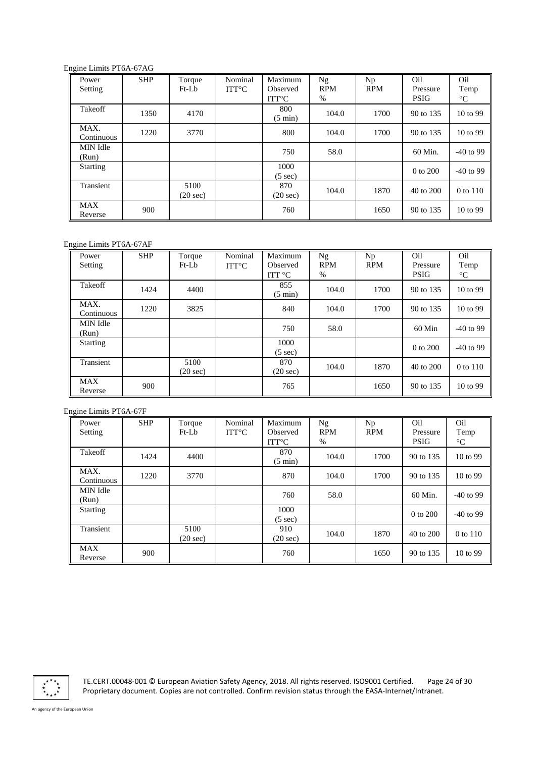Engine Limits PT6A-67AG

| Power Setting | SHP | Torque Ft-Lb | Nominal ITT°C | Maximum Observed ITT°C | Ng RPM % | Np RPM | Oil Pressure PSIG | Oil Temp °C |
|---|---|---|---|---|---|---|---|---|
| Takeoff | 1350 | 4170 | | 800 (5 min) | 104.0 | 1700 | 90 to 135 | 10 to 99 |
| MAX. Continuous | 1220 | 3770 | | 800 | 104.0 | 1700 | 90 to 135 | 10 to 99 |
| MIN Idle (Run) | | | | 750 | 58.0 | | 60 Min. | -40 to 99 |
| Starting | | | | 1000 (5 sec) | | | 0 to 200 | -40 to 99 |
| Transient | | 5100 (20 sec) | | 870 (20 sec) | 104.0 | 1870 | 40 to 200 | 0 to 110 |
| MAX Reverse | 900 | | | 760 | | 1650 | 90 to 135 | 10 to 99 |

Engine Limits PT6A-67AF

| Power Setting | SHP | Torque Ft-Lb | Nominal ITT°C | Maximum Observed ITT °C | Ng RPM % | Np RPM | Oil Pressure PSIG | Oil Temp °C |
|---|---|---|---|---|---|---|---|---|
| Takeoff | 1424 | 4400 | | 855 (5 min) | 104.0 | 1700 | 90 to 135 | 10 to 99 |
| MAX. Continuous | 1220 | 3825 | | 840 | 104.0 | 1700 | 90 to 135 | 10 to 99 |
| MIN Idle (Run) | | | | 750 | 58.0 | | 60 Min | -40 to 99 |
| Starting | | | | 1000 (5 sec) | | | 0 to 200 | -40 to 99 |
| Transient | | 5100 (20 sec) | | 870 (20 sec) | 104.0 | 1870 | 40 to 200 | 0 to 110 |
| MAX Reverse | 900 | | | 765 | | 1650 | 90 to 135 | 10 to 99 |

Engine Limits PT6A-67F

| Power Setting | SHP | Torque Ft-Lb | Nominal ITT°C | Maximum Observed ITT°C | Ng RPM % | Np RPM | Oil Pressure PSIG | Oil Temp °C |
|---|---|---|---|---|---|---|---|---|
| Takeoff | 1424 | 4400 | | 870 (5 min) | 104.0 | 1700 | 90 to 135 | 10 to 99 |
| MAX. Continuous | 1220 | 3770 | | 870 | 104.0 | 1700 | 90 to 135 | 10 to 99 |
| MIN Idle (Run) | | | | 760 | 58.0 | | 60 Min. | -40 to 99 |
| Starting | | | | 1000 (5 sec) | | | 0 to 200 | -40 to 99 |
| Transient | | 5100 (20 sec) | | 910 (20 sec) | 104.0 | 1870 | 40 to 200 | 0 to 110 |
| MAX Reverse | 900 | | | 760 | | 1650 | 90 to 135 | 10 to 99 |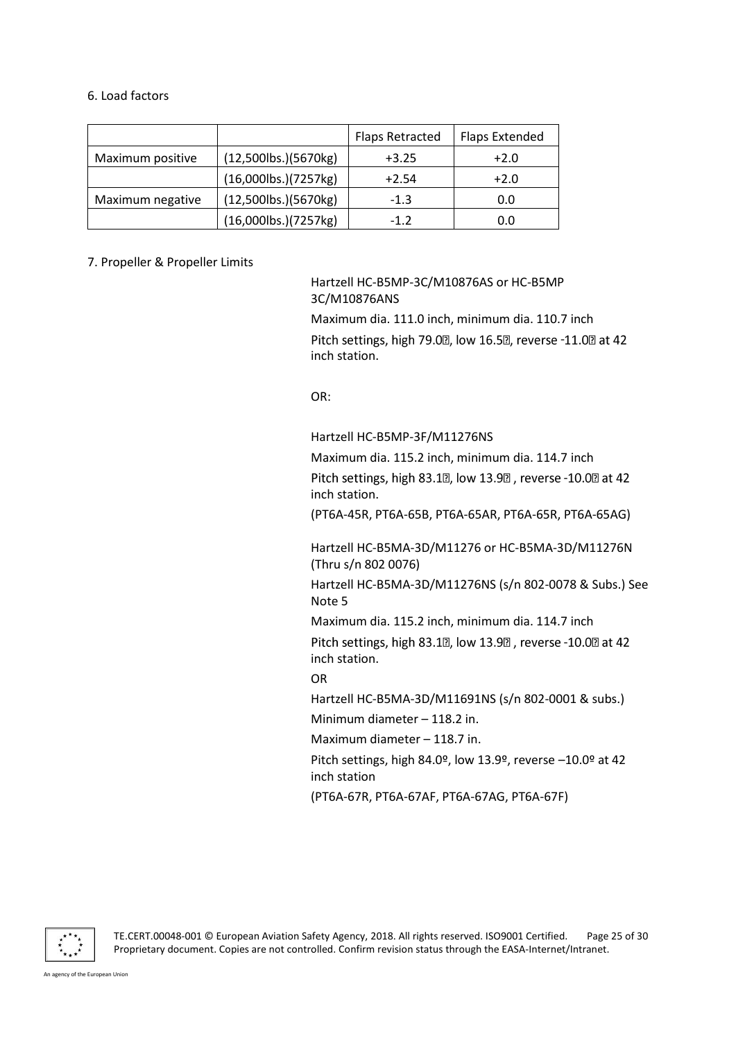6. Load factors

| | | Flaps Retracted | Flaps Extended |
|---|---|---|---|
| Maximum positive | (12,500lbs.)(5670kg) | +3.25 | +2.0 |
| | (16,000lbs.)(7257kg) | +2.54 | +2.0 |
| Maximum negative | (12,500lbs.)(5670kg) | -1.3 | 0.0 |
| | (16,000lbs.)(7257kg) | -1.2 | 0.0 |

7. Propeller & Propeller Limits

Hartzell HC-B5MP-3C/M10876AS or HC-B5MP 3C/M10876ANS

Maximum dia. 111.0 inch, minimum dia. 110.7 inch

Pitch settings, high 79.0°, low 16.5°, reverse -11.0° at 42 inch station.

OR:

Hartzell HC-B5MP-3F/M11276NS

Maximum dia. 115.2 inch, minimum dia. 114.7 inch

Pitch settings, high 83.1°, low 13.9° , reverse -10.0° at 42 inch station.

(PT6A-45R, PT6A-65B, PT6A-65AR, PT6A-65R, PT6A-65AG)

Hartzell HC-B5MA-3D/M11276 or HC-B5MA-3D/M11276N (Thru s/n 802 0076)

Hartzell HC-B5MA-3D/M11276NS (s/n 802-0078 & Subs.) See Note 5

Maximum dia. 115.2 inch, minimum dia. 114.7 inch

Pitch settings, high 83.1°, low 13.9° , reverse -10.0° at 42 inch station.

OR

Hartzell HC-B5MA-3D/M11691NS (s/n 802-0001 & subs.)

Minimum diameter – 118.2 in.

Maximum diameter – 118.7 in.

Pitch settings, high 84.0º, low 13.9º, reverse –10.0º at 42 inch station

(PT6A-67R, PT6A-67AF, PT6A-67AG, PT6A-67F)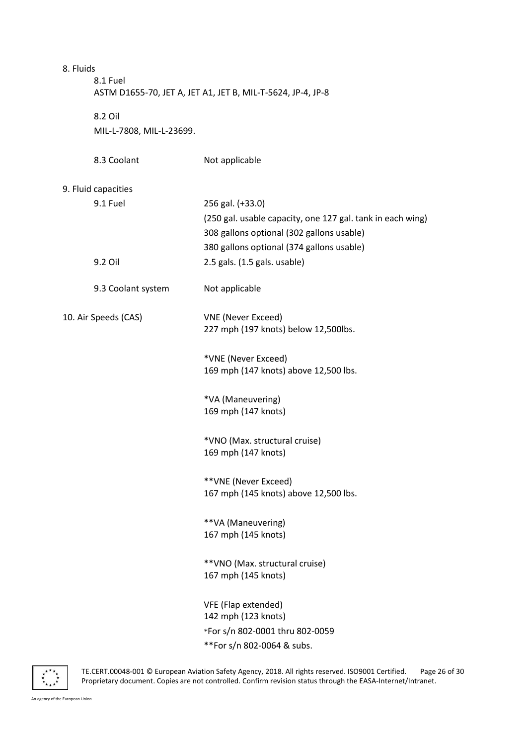8. Fluids

8.1 Fuel

ASTM D1655-70, JET A, JET A1, JET B, MIL-T-5624, JP-4, JP-8

8.2 Oil

MIL-L-7808, MIL-L-23699.

| | |
|---|---|
| 8.3 Coolant | Not applicable |

9. Fluid capacities

| | |
|---|---|
| 9.1 Fuel | 256 gal. (+33.0)<br>(250 gal. usable capacity, one 127 gal. tank in each wing)<br>308 gallons optional (302 gallons usable)<br>380 gallons optional (374 gallons usable) |
| 9.2 Oil | 2.5 gals. (1.5 gals. usable) |
| 9.3 Coolant system | Not applicable |

| | |
|---|---|
| 10. Air Speeds (CAS) | VNE (Never Exceed)<br>227 mph (197 knots) below 12,500lbs.<br><br>*VNE (Never Exceed)<br>169 mph (147 knots) above 12,500 lbs.<br><br>*VA (Maneuvering)<br>169 mph (147 knots)<br><br>*VNO (Max. structural cruise)<br>169 mph (147 knots)<br><br>**VNE (Never Exceed)<br>167 mph (145 knots) above 12,500 lbs.<br><br>**VA (Maneuvering)<br>167 mph (145 knots)<br><br>**VNO (Max. structural cruise)<br>167 mph (145 knots)<br><br>VFE (Flap extended)<br>142 mph (123 knots)<br>*For s/n 802-0001 thru 802-0059<br>**For s/n 802-0064 & subs. |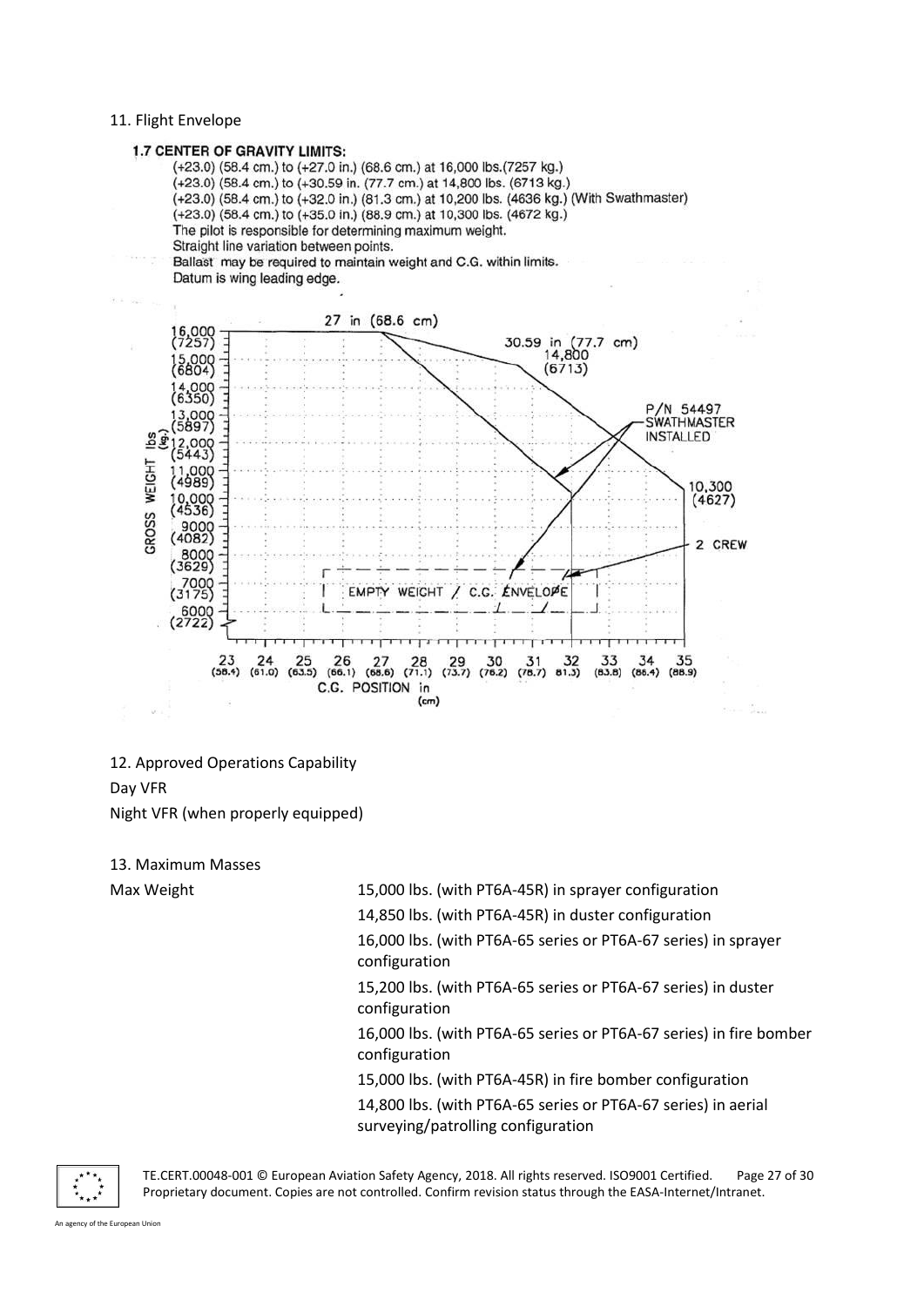11. Flight Envelope

**1.7 CENTER OF GRAVITY LIMITS:**

(+23.0) (58.4 cm.) to (+27.0 in.) (68.6 cm.) at 16,000 lbs.(7257 kg.)
(+23.0) (58.4 cm.) to (+30.59 in. (77.7 cm.) at 14,800 lbs. (6713 kg.)
(+23.0) (58.4 cm.) to (+32.0 in.) (81.3 cm.) at 10,200 lbs. (4636 kg.) (With Swathmaster)
(+23.0) (58.4 cm.) to (+35.0 in.) (88.9 cm.) at 10,300 lbs. (4672 kg.)
The pilot is responsible for determining maximum weight.
Straight line variation between points.
Ballast may be required to maintain weight and C.G. within limits.
Datum is wing leading edge.

12. Approved Operations Capability

Day VFR

Night VFR (when properly equipped)

13. Maximum Masses

| | |
|---|---|
| Max Weight | 15,000 lbs. (with PT6A-45R) in sprayer configuration |
| | 14,850 lbs. (with PT6A-45R) in duster configuration |
| | 16,000 lbs. (with PT6A-65 series or PT6A-67 series) in sprayer configuration |
| | 15,200 lbs. (with PT6A-65 series or PT6A-67 series) in duster configuration |
| | 16,000 lbs. (with PT6A-65 series or PT6A-67 series) in fire bomber configuration |
| | 15,000 lbs. (with PT6A-45R) in fire bomber configuration |
| | 14,800 lbs. (with PT6A-65 series or PT6A-67 series) in aerial surveying/patrolling configuration |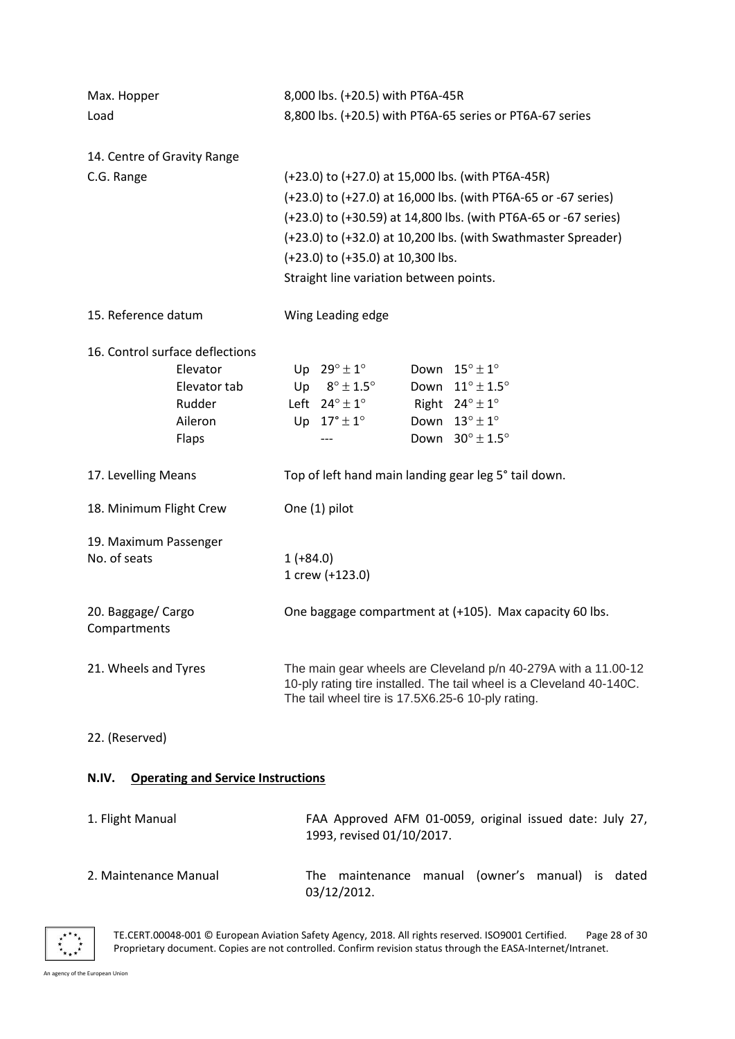| | |
|---|---|
| Max. Hopper Load | 8,000 lbs. (+20.5) with PT6A-45R<br>8,800 lbs. (+20.5) with PT6A-65 series or PT6A-67 series |
| 14. Centre of Gravity Range | |
| C.G. Range | (+23.0) to (+27.0) at 15,000 lbs. (with PT6A-45R)<br>(+23.0) to (+27.0) at 16,000 lbs. (with PT6A-65 or -67 series)<br>(+23.0) to (+30.59) at 14,800 lbs. (with PT6A-65 or -67 series)<br>(+23.0) to (+32.0) at 10,200 lbs. (with Swathmaster Spreader)<br>(+23.0) to (+35.0) at 10,300 lbs.<br>Straight line variation between points. |
| 15. Reference datum | Wing Leading edge |

16. Control surface deflections

| | | |
|---|---|---|
| Elevator | Up $29^\circ \pm 1^\circ$ | Down $15^\circ \pm 1^\circ$ |
| Elevator tab | Up $8^\circ \pm 1.5^\circ$ | Down $11^\circ \pm 1.5^\circ$ |
| Rudder | Left $24^\circ \pm 1^\circ$ | Right $24^\circ \pm 1^\circ$ |
| Aileron | Up $17^\circ \pm 1^\circ$ | Down $13^\circ \pm 1^\circ$ |
| Flaps | --- | Down $30^\circ \pm 1.5^\circ$ |

| | |
|---|---|
| 17. Levelling Means | Top of left hand main landing gear leg 5° tail down. |
| 18. Minimum Flight Crew | One (1) pilot |
| 19. Maximum Passenger No. of seats | 1 (+84.0)<br>1 crew (+123.0) |
| 20. Baggage/ Cargo Compartments | One baggage compartment at (+105). Max capacity 60 lbs. |
| 21. Wheels and Tyres | The main gear wheels are Cleveland p/n 40-279A with a 11.00-12 10-ply rating tire installed. The tail wheel is a Cleveland 40-140C. The tail wheel tire is 17.5X6.25-6 10-ply rating. |
| 22. (Reserved) | |

## N.IV. Operating and Service Instructions

| | |
|---|---|
| 1. Flight Manual | FAA Approved AFM 01-0059, original issued date: July 27, 1993, revised 01/10/2017. |
| 2. Maintenance Manual | The maintenance manual (owner's manual) is dated 03/12/2012. |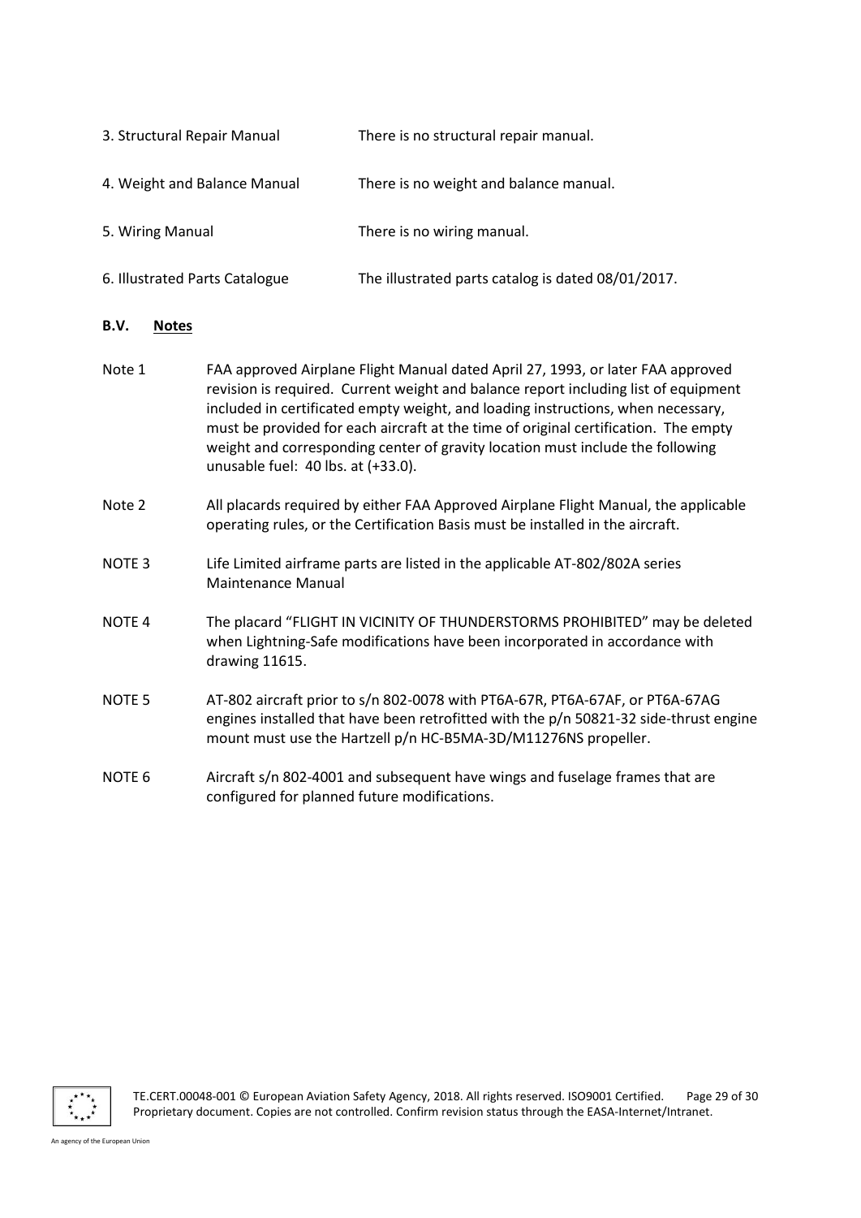| | |
|---|---|
| 3. Structural Repair Manual | There is no structural repair manual. |
| 4. Weight and Balance Manual | There is no weight and balance manual. |
| 5. Wiring Manual | There is no wiring manual. |
| 6. Illustrated Parts Catalogue | The illustrated parts catalog is dated 08/01/2017. |

## B.V. Notes

Note 1 FAA approved Airplane Flight Manual dated April 27, 1993, or later FAA approved revision is required. Current weight and balance report including list of equipment included in certificated empty weight, and loading instructions, when necessary, must be provided for each aircraft at the time of original certification. The empty weight and corresponding center of gravity location must include the following unusable fuel: 40 lbs. at (+33.0).

Note 2 All placards required by either FAA Approved Airplane Flight Manual, the applicable operating rules, or the Certification Basis must be installed in the aircraft.

NOTE 3 Life Limited airframe parts are listed in the applicable AT-802/802A series Maintenance Manual

NOTE 4 The placard "FLIGHT IN VICINITY OF THUNDERSTORMS PROHIBITED" may be deleted when Lightning-Safe modifications have been incorporated in accordance with drawing 11615.

NOTE 5 AT-802 aircraft prior to s/n 802-0078 with PT6A-67R, PT6A-67AF, or PT6A-67AG engines installed that have been retrofitted with the p/n 50821-32 side-thrust engine mount must use the Hartzell p/n HC-B5MA-3D/M11276NS propeller.

NOTE 6 Aircraft s/n 802-4001 and subsequent have wings and fuselage frames that are configured for planned future modifications.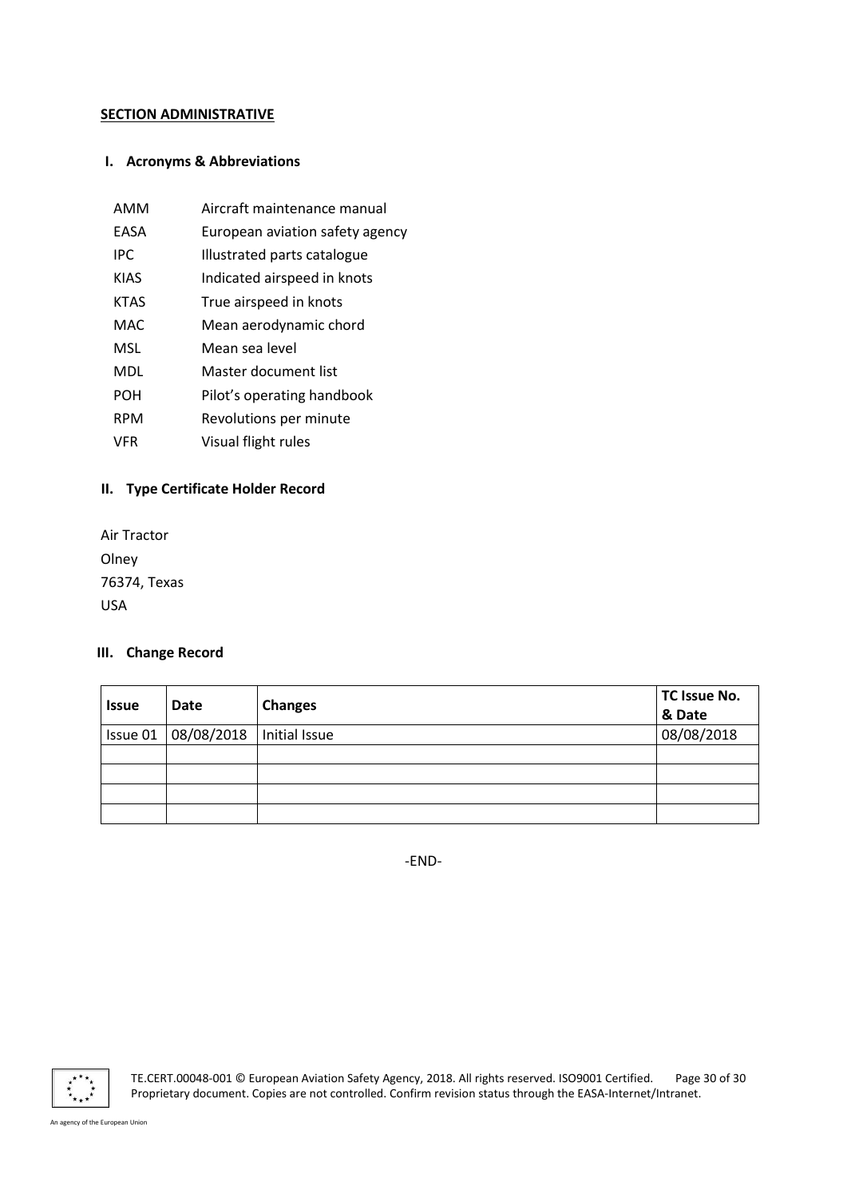**SECTION ADMINISTRATIVE**

## I. Acronyms & Abbreviations

| | |
|---|---|
| AMM | Aircraft maintenance manual |
| EASA | European aviation safety agency |
| IPC | Illustrated parts catalogue |
| KIAS | Indicated airspeed in knots |
| KTAS | True airspeed in knots |
| MAC | Mean aerodynamic chord |
| MSL | Mean sea level |
| MDL | Master document list |
| POH | Pilot's operating handbook |
| RPM | Revolutions per minute |
| VFR | Visual flight rules |

## II. Type Certificate Holder Record

Air Tractor
Olney
76374, Texas
USA

## III. Change Record

| Issue | Date | Changes | TC Issue No. & Date |
|---|---|---|---|
| Issue 01 | 08/08/2018 | Initial Issue | 08/08/2018 |
| | | | |
| | | | |
| | | | |
| | | | |

-END-